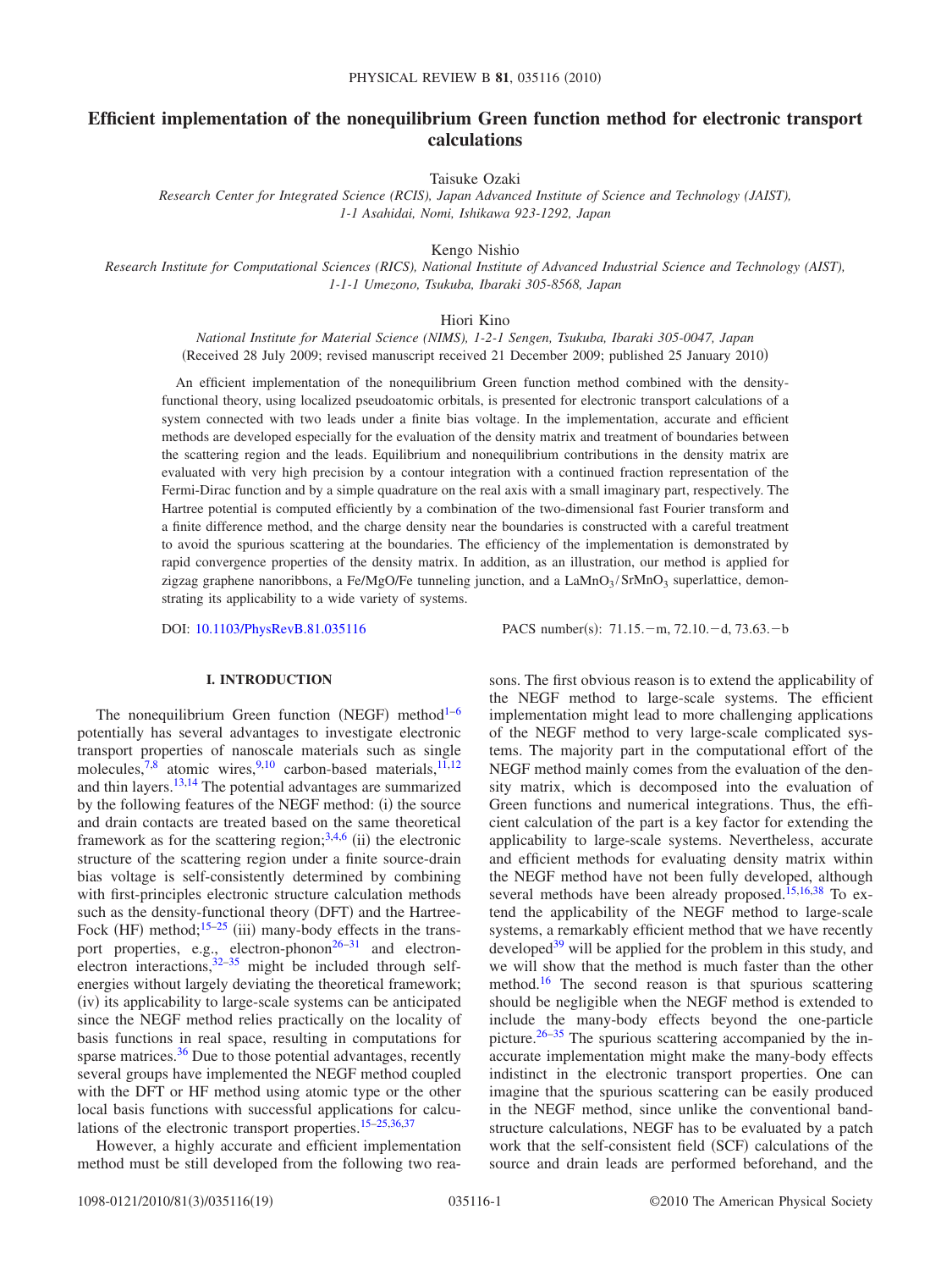# Efficient implementation of the nonequilibrium Green function method for electronic transport calculations

Taisuke Ozaki

*Research Center for Integrated Science (RCIS), Japan Advanced Institute of Science and Technology (JAIST), 1-1 Asahidai, Nomi, Ishikawa 923-1292, Japan*

Kengo Nishio

*Research Institute for Computational Sciences (RICS), National Institute of Advanced Industrial Science and Technology (AIST), 1-1-1 Umezono, Tsukuba, Ibaraki 305-8568, Japan*

Hiori Kino

*National Institute for Material Science (NIMS), 1-2-1 Sengen, Tsukuba, Ibaraki 305-0047, Japan*

(Received 28 July 2009; revised manuscript received 21 December 2009; published 25 January 2010)

An efficient implementation of the nonequilibrium Green function method combined with the density-functional theory, using localized pseudoatomic orbitals, is presented for electronic transport calculations of a system connected with two leads under a finite bias voltage. In the implementation, accurate and efficient methods are developed especially for the evaluation of the density matrix and treatment of boundaries between the scattering region and the leads. Equilibrium and nonequilibrium contributions in the density matrix are evaluated with very high precision by a contour integration with a continued fraction representation of the Fermi-Dirac function and by a simple quadrature on the real axis with a small imaginary part, respectively. The Hartree potential is computed efficiently by a combination of the two-dimensional fast Fourier transform and a finite difference method, and the charge density near the boundaries is constructed with a careful treatment to avoid the spurious scattering at the boundaries. The efficiency of the implementation is demonstrated by rapid convergence properties of the density matrix. In addition, as an illustration, our method is applied for zigzag graphene nanoribbons, a Fe/MgO/Fe tunneling junction, and a $LaMnO_3/SrMnO_3$ superlattice, demonstrating its applicability to a wide variety of systems.

DOI: 10.1103/PhysRevB.81.035116 PACS number(s): 71.15.−m, 72.10.−d, 73.63.−b

## I. INTRODUCTION

The nonequilibrium Green function (NEGF) method[1–6] potentially has several advantages to investigate electronic transport properties of nanoscale materials such as single molecules,[7,8] atomic wires,[9,10] carbon-based materials,[11,12] and thin layers.[13,14] The potential advantages are summarized by the following features of the NEGF method: (i) the source and drain contacts are treated based on the same theoretical framework as for the scattering region;[3,4,6] (ii) the electronic structure of the scattering region under a finite source-drain bias voltage is self-consistently determined by combining with first-principles electronic structure calculation methods such as the density-functional theory (DFT) and the Hartree-Fock (HF) method;[15–25] (iii) many-body effects in the transport properties, e.g., electron-phonon[26–31] and electron-electron interactions,[32–35] might be included through self-energies without largely deviating the theoretical framework; (iv) its applicability to large-scale systems can be anticipated since the NEGF method relies practically on the locality of basis functions in real space, resulting in computations for sparse matrices.[36] Due to those potential advantages, recently several groups have implemented the NEGF method coupled with the DFT or HF method using atomic type or the other local basis functions with successful applications for calculations of the electronic transport properties.[15–25,36,37]

However, a highly accurate and efficient implementation method must be still developed from the following two reasons. The first obvious reason is to extend the applicability of the NEGF method to large-scale systems. The efficient implementation might lead to more challenging applications of the NEGF method to very large-scale complicated systems. The majority part in the computational effort of the NEGF method mainly comes from the evaluation of the density matrix, which is decomposed into the evaluation of Green functions and numerical integrations. Thus, the efficient calculation of the part is a key factor for extending the applicability to large-scale systems. Nevertheless, accurate and efficient methods for evaluating density matrix within the NEGF method have not been fully developed, although several methods have been already proposed.[15,16,38] To extend the applicability of the NEGF method to large-scale systems, a remarkably efficient method that we have recently developed[39] will be applied for the problem in this study, and we will show that the method is much faster than the other method.[16] The second reason is that spurious scattering should be negligible when the NEGF method is extended to include the many-body effects beyond the one-particle picture.[26–35] The spurious scattering accompanied by the inaccurate implementation might make the many-body effects indistinct in the electronic transport properties. One can imagine that the spurious scattering can be easily produced in the NEGF method, since unlike the conventional band-structure calculations, NEGF has to be evaluated by a patch work that the self-consistent field (SCF) calculations of the source and drain leads are performed beforehand, and the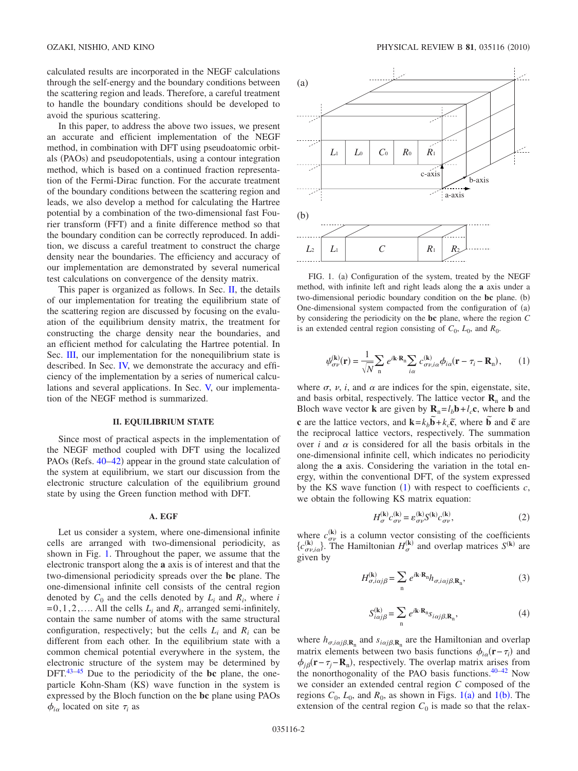calculated results are incorporated in the NEGF calculations through the self-energy and the boundary conditions between the scattering region and leads. Therefore, a careful treatment to handle the boundary conditions should be developed to avoid the spurious scattering.

In this paper, to address the above two issues, we present an accurate and efficient implementation of the NEGF method, in combination with DFT using pseudoatomic orbitals (PAOs) and pseudopotentials, using a contour integration method, which is based on a continued fraction representation of the Fermi-Dirac function. For the accurate treatment of the boundary conditions between the scattering region and leads, we also develop a method for calculating the Hartree potential by a combination of the two-dimensional fast Fourier transform (FFT) and a finite difference method so that the boundary condition can be correctly reproduced. In addition, we discuss a careful treatment to construct the charge density near the boundaries. The efficiency and accuracy of our implementation are demonstrated by several numerical test calculations on convergence of the density matrix.

This paper is organized as follows. In Sec. II, the details of our implementation for treating the equilibrium state of the scattering region are discussed by focusing on the evaluation of the equilibrium density matrix, the treatment for constructing the charge density near the boundaries, and an efficient method for calculating the Hartree potential. In Sec. III, our implementation for the nonequilibrium state is described. In Sec. IV, we demonstrate the accuracy and efficiency of the implementation by a series of numerical calculations and several applications. In Sec. V, our implementation of the NEGF method is summarized.

## II. EQUILIBRIUM STATE

Since most of practical aspects in the implementation of the NEGF method coupled with DFT using the localized PAOs (Refs. [40–42]) appear in the ground state calculation of the system at equilibrium, we start our discussion from the electronic structure calculation of the equilibrium ground state by using the Green function method with DFT.

### A. EGF

Let us consider a system, where one-dimensional infinite cells are arranged with two-dimensional periodicity, as shown in Fig. 1. Throughout the paper, we assume that the electronic transport along the **a** axis is of interest and that the two-dimensional periodicity spreads over the **bc** plane. The one-dimensional infinite cell consists of the central region denoted by $C_0$ and the cells denoted by $L_i$ and $R_i$, where $i = 0, 1, 2, \ldots$. All the cells $L_i$ and $R_i$, arranged semi-infinitely, contain the same number of atoms with the same structural configuration, respectively; but the cells $L_i$ and $R_i$ can be different from each other. In the equilibrium state with a common chemical potential everywhere in the system, the electronic structure of the system may be determined by DFT.[43–45] Due to the periodicity of the **bc** plane, the one-particle Kohn-Sham (KS) wave function in the system is expressed by the Bloch function on the **bc** plane using PAOs $\phi_{i\alpha}$ located on site $\tau_i$ as

(a)

L1 L0 C0 R0 R1

c-axis

b-axis

a-axis

(b)

L2 L1 C R1 R2

FIG. 1. (a) Configuration of the system, treated by the NEGF method, with infinite left and right leads along the **a** axis under a two-dimensional periodic boundary condition on the **bc** plane. (b) One-dimensional system compacted from the configuration of (a) by considering the periodicity on the **bc** plane, where the region $C$ is an extended central region consisting of $C_0$, $L_0$, and $R_0$.

$$
\psi_{\sigma\nu}^{(\mathbf{k})}(\mathbf{r}) = \frac{1}{\sqrt{N}} \sum_{\mathrm{n}} e^{i\mathbf{k}\cdot\mathbf{R}_{\mathrm{n}}} \sum_{i\alpha} c_{\sigma\nu,i\alpha}^{(\mathbf{k})} \phi_{i\alpha}(\mathbf{r} - \tau_i - \mathbf{R}_{\mathrm{n}}), \tag{1}
$$

where $\sigma$, $\nu$, $i$, and $\alpha$ are indices for the spin, eigenstate, site, and basis orbital, respectively. The lattice vector $\mathbf{R}_{\mathrm{n}}$ and the Bloch wave vector $\mathbf{k}$ are given by $\mathbf{R}_{\mathrm{n}} = l_b \mathbf{b} + l_c \mathbf{c}$, where $\mathbf{b}$ and $\mathbf{c}$ are the lattice vectors, and $\mathbf{k} = k_b \tilde{\mathbf{b}} + k_c \tilde{\mathbf{c}}$, where $\tilde{\mathbf{b}}$ and $\tilde{\mathbf{c}}$ are the reciprocal lattice vectors, respectively. The summation over $i$ and $\alpha$ is considered for all the basis orbitals in the one-dimensional infinite cell, which indicates no periodicity along the **a** axis. Considering the variation in the total energy, within the conventional DFT, of the system expressed by the KS wave function (1) with respect to coefficients $c$, we obtain the following KS matrix equation:

$$
H_{\sigma}^{(\mathbf{k})} c_{\sigma\nu}^{(\mathbf{k})} = \varepsilon_{\sigma\nu}^{(\mathbf{k})} S^{(\mathbf{k})} c_{\sigma\nu}^{(\mathbf{k})}, \tag{2}
$$

where $c_{\sigma\nu}^{(\mathbf{k})}$ is a column vector consisting of the coefficients $\{c_{\sigma\nu,i\alpha}^{(\mathbf{k})}\}$. The Hamiltonian $H_{\sigma}^{(\mathbf{k})}$ and overlap matrices $S^{(\mathbf{k})}$ are given by

$$
H_{\sigma,i\alpha j\beta}^{(\mathbf{k})} = \sum_{\mathrm{n}} e^{i\mathbf{k}\cdot\mathbf{R}_{\mathrm{n}}} h_{\sigma,i\alpha j\beta,\mathbf{R}_{\mathrm{n}}}, \tag{3}
$$

$$
S_{i\alpha j\beta}^{(\mathbf{k})} = \sum_{\mathrm{n}} e^{i\mathbf{k}\cdot\mathbf{R}_{\mathrm{n}}} s_{i\alpha j\beta,\mathbf{R}_{\mathrm{n}}}, \tag{4}
$$

where $h_{\sigma,i\alpha j\beta,\mathbf{R}_{\mathrm{n}}}$ and $s_{i\alpha j\beta,\mathbf{R}_{\mathrm{n}}}$ are the Hamiltonian and overlap matrix elements between two basis functions $\phi_{i\alpha}(\mathbf{r} - \tau_i)$ and $\phi_{j\beta}(\mathbf{r} - \tau_j - \mathbf{R}_{\mathrm{n}})$, respectively. The overlap matrix arises from the nonorthogonality of the PAO basis functions.[40–42] Now we consider an extended central region $C$ composed of the regions $C_0$, $L_0$, and $R_0$, as shown in Figs. 1(a) and 1(b). The extension of the central region $C_0$ is made so that the relax-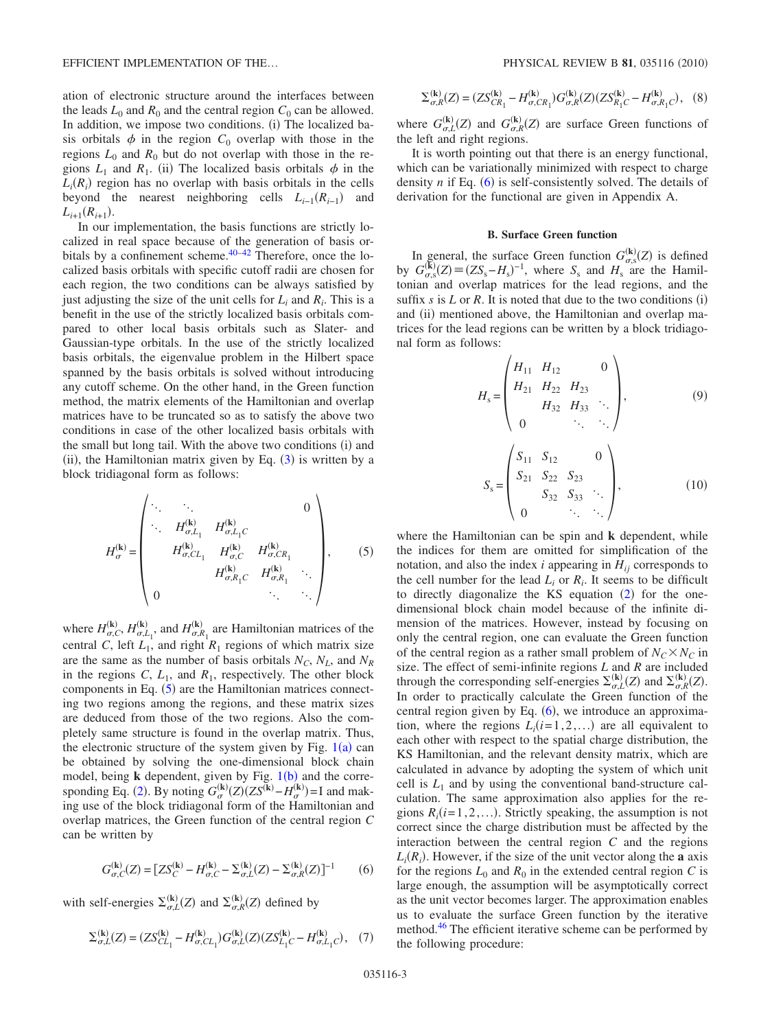ation of electronic structure around the interfaces between the leads $L_0$ and $R_0$ and the central region $C_0$ can be allowed. In addition, we impose two conditions. (i) The localized basis orbitals $\phi$ in the region $C_0$ overlap with those in the regions $L_0$ and $R_0$ but do not overlap with those in the regions $L_1$ and $R_1$. (ii) The localized basis orbitals $\phi$ in the $L_i(R_i)$ region has no overlap with basis orbitals in the cells beyond the nearest neighboring cells $L_{i-1}(R_{i-1})$ and $L_{i+1}(R_{i+1})$.

In our implementation, the basis functions are strictly localized in real space because of the generation of basis orbitals by a confinement scheme.[40–42] Therefore, once the localized basis orbitals with specific cutoff radii are chosen for each region, the two conditions can be always satisfied by just adjusting the size of the unit cells for $L_i$ and $R_i$. This is a benefit in the use of the strictly localized basis orbitals compared to other local basis orbitals such as Slater- and Gaussian-type orbitals. In the use of the strictly localized basis orbitals, the eigenvalue problem in the Hilbert space spanned by the basis orbitals is solved without introducing any cutoff scheme. On the other hand, in the Green function method, the matrix elements of the Hamiltonian and overlap matrices have to be truncated so as to satisfy the above two conditions in case of the other localized basis orbitals with the small but long tail. With the above two conditions (i) and (ii), the Hamiltonian matrix given by Eq. (3) is written by a block tridiagonal form as follows:

$$H_{\sigma}^{(\mathbf{k})} = \begin{pmatrix} \ddots & \ddots & & & 0 \\ \ddots & H_{\sigma,L_1}^{(\mathbf{k})} & H_{\sigma,L_1C}^{(\mathbf{k})} & & \\ & H_{\sigma,CL_1}^{(\mathbf{k})} & H_{\sigma,C}^{(\mathbf{k})} & H_{\sigma,CR_1}^{(\mathbf{k})} & \\ & & H_{\sigma,R_1C}^{(\mathbf{k})} & H_{\sigma,R_1}^{(\mathbf{k})} & \ddots \\ 0 & & & \ddots & \ddots \end{pmatrix}, \quad (5)$$

where $H_{\sigma,C}^{(\mathbf{k})}$, $H_{\sigma,L_1}^{(\mathbf{k})}$, and $H_{\sigma,R_1}^{(\mathbf{k})}$ are Hamiltonian matrices of the central $C$, left $L_1$, and right $R_1$ regions of which matrix size are the same as the number of basis orbitals $N_C$, $N_L$, and $N_R$ in the regions $C$, $L_1$, and $R_1$, respectively. The other block components in Eq. (5) are the Hamiltonian matrices connecting two regions among the regions, and these matrix sizes are deduced from those of the two regions. Also the completely same structure is found in the overlap matrix. Thus, the electronic structure of the system given by Fig. 1(a) can be obtained by solving the one-dimensional block chain model, being $\mathbf{k}$ dependent, given by Fig. 1(b) and the corresponding Eq. (2). By noting $G_{\sigma}^{(\mathbf{k})}(Z)(ZS^{(\mathbf{k})}-H_{\sigma}^{(\mathbf{k})})=\mathrm{I}$ and making use of the block tridiagonal form of the Hamiltonian and overlap matrices, the Green function of the central region $C$ can be written by

$$G_{\sigma,C}^{(\mathbf{k})}(Z) = [ZS_C^{(\mathbf{k})} - H_{\sigma,C}^{(\mathbf{k})} - \Sigma_{\sigma,L}^{(\mathbf{k})}(Z) - \Sigma_{\sigma,R}^{(\mathbf{k})}(Z)]^{-1} \quad (6)$$

with self-energies $\Sigma_{\sigma,L}^{(\mathbf{k})}(Z)$ and $\Sigma_{\sigma,R}^{(\mathbf{k})}(Z)$ defined by

$$\Sigma_{\sigma,L}^{(\mathbf{k})}(Z) = (ZS_{CL_1}^{(\mathbf{k})} - H_{\sigma,CL_1}^{(\mathbf{k})})G_{\sigma,L}^{(\mathbf{k})}(Z)(ZS_{L_1C}^{(\mathbf{k})} - H_{\sigma,L_1C}^{(\mathbf{k})}), \quad (7)$$

$$\Sigma_{\sigma,R}^{(\mathbf{k})}(Z) = (ZS_{CR_1}^{(\mathbf{k})} - H_{\sigma,CR_1}^{(\mathbf{k})})G_{\sigma,R}^{(\mathbf{k})}(Z)(ZS_{R_1C}^{(\mathbf{k})} - H_{\sigma,R_1C}^{(\mathbf{k})}), \quad (8)$$

where $G_{\sigma,L}^{(\mathbf{k})}(Z)$ and $G_{\sigma,R}^{(\mathbf{k})}(Z)$ are surface Green functions of the left and right regions.

It is worth pointing out that there is an energy functional, which can be variationally minimized with respect to charge density $n$ if Eq. (6) is self-consistently solved. The details of derivation for the functional are given in Appendix A.

### B. Surface Green function

In general, the surface Green function $G_{\sigma,s}^{(\mathbf{k})}(Z)$ is defined by $G_{\sigma,s}^{(\mathbf{k})}(Z) \equiv (ZS_s - H_s)^{-1}$, where $S_s$ and $H_s$ are the Hamiltonian and overlap matrices for the lead regions, and the suffix $s$ is $L$ or $R$. It is noted that due to the two conditions (i) and (ii) mentioned above, the Hamiltonian and overlap matrices for the lead regions can be written by a block tridiagonal form as follows:

$$H_s = \begin{pmatrix} H_{11} & H_{12} & & 0 \\ H_{21} & H_{22} & H_{23} & \\ & H_{32} & H_{33} & \ddots \\ 0 & & \ddots & \ddots \end{pmatrix}, \quad (9)$$

$$S_s = \begin{pmatrix} S_{11} & S_{12} & & 0 \\ S_{21} & S_{22} & S_{23} & \\ & S_{32} & S_{33} & \ddots \\ 0 & & \ddots & \ddots \end{pmatrix}, \quad (10)$$

where the Hamiltonian can be spin and $\mathbf{k}$ dependent, while the indices for them are omitted for simplification of the notation, and also the index $i$ appearing in $H_{ij}$ corresponds to the cell number for the lead $L_i$ or $R_i$. It seems to be difficult to directly diagonalize the KS equation (2) for the one-dimensional block chain model because of the infinite dimension of the matrices. However, instead by focusing on only the central region, one can evaluate the Green function of the central region as a rather small problem of $N_C \times N_C$ in size. The effect of semi-infinite regions $L$ and $R$ are included through the corresponding self-energies $\Sigma_{\sigma,L}^{(\mathbf{k})}(Z)$ and $\Sigma_{\sigma,R}^{(\mathbf{k})}(Z)$. In order to practically calculate the Green function of the central region given by Eq. (6), we introduce an approximation, where the regions $L_i (i=1,2,\ldots)$ are all equivalent to each other with respect to the spatial charge distribution, the KS Hamiltonian, and the relevant density matrix, which are calculated in advance by adopting the system of which unit cell is $L_1$ and by using the conventional band-structure calculation. The same approximation also applies for the regions $R_i (i=1,2,\ldots)$. Strictly speaking, the assumption is not correct since the charge distribution must be affected by the interaction between the central region $C$ and the regions $L_i(R_i)$. However, if the size of the unit vector along the $\mathbf{a}$ axis for the regions $L_0$ and $R_0$ in the extended central region $C$ is large enough, the assumption will be asymptotically correct as the unit vector becomes larger. The approximation enables us to evaluate the surface Green function by the iterative method.[46] The efficient iterative scheme can be performed by the following procedure: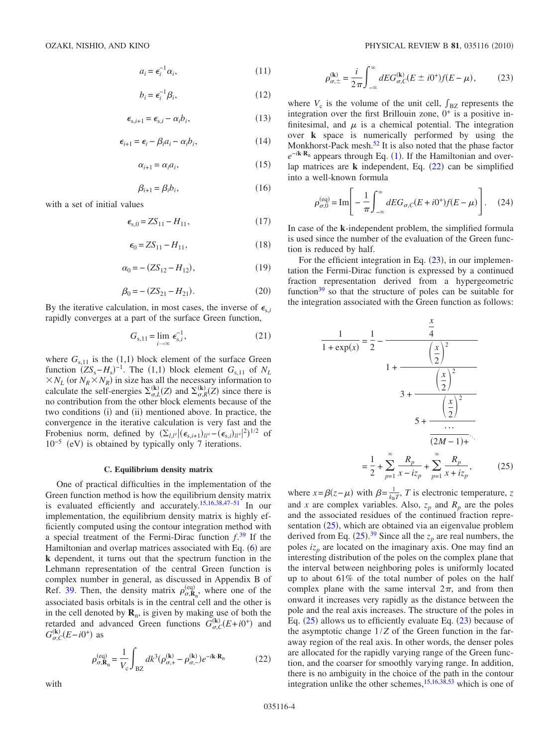$$a_i = \epsilon_i^{-1}\alpha_i, \tag{11}$$

$$b_i = \epsilon_i^{-1}\beta_i, \tag{12}$$

$$\epsilon_{s,i+1} = \epsilon_{s,i} - \alpha_i b_i, \tag{13}$$

$$\epsilon_{i+1} = \epsilon_i - \beta_i a_i - \alpha_i b_i, \tag{14}$$

$$\alpha_{i+1} = \alpha_i a_i, \tag{15}$$

$$\beta_{i+1} = \beta_i b_i, \tag{16}$$

with a set of initial values

$$\epsilon_{s,0} = ZS_{11} - H_{11}, \tag{17}$$

$$\epsilon_0 = ZS_{11} - H_{11}, \tag{18}$$

$$\alpha_0 = -(ZS_{12} - H_{12}), \tag{19}$$

$$\beta_0 = -(ZS_{21} - H_{21}). \tag{20}$$

By the iterative calculation, in most cases, the inverse of $\epsilon_{s,i}$ rapidly converges at a part of the surface Green function,

$$G_{s,11} = \lim_{i\to\infty} \epsilon_{s,i}^{-1}, \tag{21}$$

where $G_{s,11}$ is the (1,1) block element of the surface Green function $(ZS_s - H_s)^{-1}$. The (1,1) block element $G_{s,11}$ of $N_L \times N_L$ (or $N_R \times N_R$) in size has all the necessary information to calculate the self-energies $\Sigma_{\sigma,L}^{(\mathbf{k})}(Z)$ and $\Sigma_{\sigma,R}^{(\mathbf{k})}(Z)$ since there is no contribution from the other block elements because of the two conditions (i) and (ii) mentioned above. In practice, the convergence in the iterative calculation is very fast and the Frobenius norm, defined by $(\Sigma_{l,l'}|(\epsilon_{s,i+1})_{ll'} - (\epsilon_{s,i})_{ll'}|^2)^{1/2}$ of $10^{-5}$ (eV) is obtained by typically only 7 iterations.

### C. Equilibrium density matrix

One of practical difficulties in the implementation of the Green function method is how the equilibrium density matrix is evaluated efficiently and accurately.[15,16,38,47–51] In our implementation, the equilibrium density matrix is highly efficiently computed using the contour integration method with a special treatment of the Fermi-Dirac function $f$.[39] If the Hamiltonian and overlap matrices associated with Eq. (6) are $\mathbf{k}$ dependent, it turns out that the spectrum function in the Lehmann representation of the central Green function is complex number in general, as discussed in Appendix B of Ref. 39. Then, the density matrix $\rho_{\sigma,\mathbf{R}_n}^{(\mathrm{eq})}$, where one of the associated basis orbitals is in the central cell and the other is in the cell denoted by $\mathbf{R}_n$, is given by making use of both the retarded and advanced Green functions $G_{\sigma,C}^{(\mathbf{k})}(E+i0^+)$ and $G_{\sigma,C}^{(\mathbf{k})}(E-i0^+)$ as

$$\rho_{\sigma,\mathbf{R}_n}^{(\mathrm{eq})} = \frac{1}{V_c}\int_{\mathrm{BZ}} dk^3 (\rho_{\sigma,+}^{(\mathbf{k})} - \rho_{\sigma,-}^{(\mathbf{k})}) e^{-i\mathbf{k}\cdot\mathbf{R}_n} \tag{22}$$

with

$$\rho_{\sigma,\pm}^{(\mathbf{k})} = \frac{i}{2\pi}\int_{-\infty}^{\infty} dE G_{\sigma,C}^{(\mathbf{k})}(E \pm i0^+) f(E-\mu), \tag{23}$$

where $V_c$ is the volume of the unit cell, $\int_{\mathrm{BZ}}$ represents the integration over the first Brillouin zone, $0^+$ is a positive infinitesimal, and $\mu$ is a chemical potential. The integration over $\mathbf{k}$ space is numerically performed by using the Monkhorst-Pack mesh.[52] It is also noted that the phase factor $e^{-i\mathbf{k}\cdot\mathbf{R}_n}$ appears through Eq. (1). If the Hamiltonian and overlap matrices are $\mathbf{k}$ independent, Eq. (22) can be simplified into a well-known formula

$$\rho_{\sigma,0}^{(\mathrm{eq})} = \mathrm{Im}\left[-\frac{1}{\pi}\int_{-\infty}^{\infty} dE G_{\sigma,C}(E+i0^+) f(E-\mu)\right]. \tag{24}$$

In case of the $\mathbf{k}$-independent problem, the simplified formula is used since the number of the evaluation of the Green function is reduced by half.

For the efficient integration in Eq. (23), in our implementation the Fermi-Dirac function is expressed by a continued fraction representation derived from a hypergeometric function[39] so that the structure of poles can be suitable for the integration associated with the Green function as follows:

$$\frac{1}{1+\exp(x)} = \frac{1}{2} - \cfrac{\frac{x}{4}}{1 + \cfrac{\left(\frac{x}{2}\right)^2}{3 + \cfrac{\left(\frac{x}{2}\right)^2}{5 + \cfrac{\left(\frac{x}{2}\right)^2}{\cfrac{\cdots}{(2M-1)+\ddots}}}}}$$

$$= \frac{1}{2} + \sum_{p=1}^{\infty}\frac{R_p}{x - iz_p} + \sum_{p=1}^{\infty}\frac{R_p}{x + iz_p}, \tag{25}$$

where $x = \beta(z-\mu)$ with $\beta = \frac{1}{k_B T}$, $T$ is electronic temperature, $z$ and $x$ are complex variables. Also, $z_p$ and $R_p$ are the poles and the associated residues of the continued fraction representation (25), which are obtained via an eigenvalue problem derived from Eq. (25).[39] Since all the $z_p$ are real numbers, the poles $iz_p$ are located on the imaginary axis. One may find an interesting distribution of the poles on the complex plane that the interval between neighboring poles is uniformly located up to about 61% of the total number of poles on the half complex plane with the same interval $2\pi$, and from then onward it increases very rapidly as the distance between the pole and the real axis increases. The structure of the poles in Eq. (25) allows us to efficiently evaluate Eq. (23) because of the asymptotic change $1/Z$ of the Green function in the far-away region of the real axis. In other words, the denser poles are allocated for the rapidly varying range of the Green function, and the coarser for smoothly varying range. In addition, there is no ambiguity in the choice of the path in the contour integration unlike the other schemes,[15,16,38,53] which is one of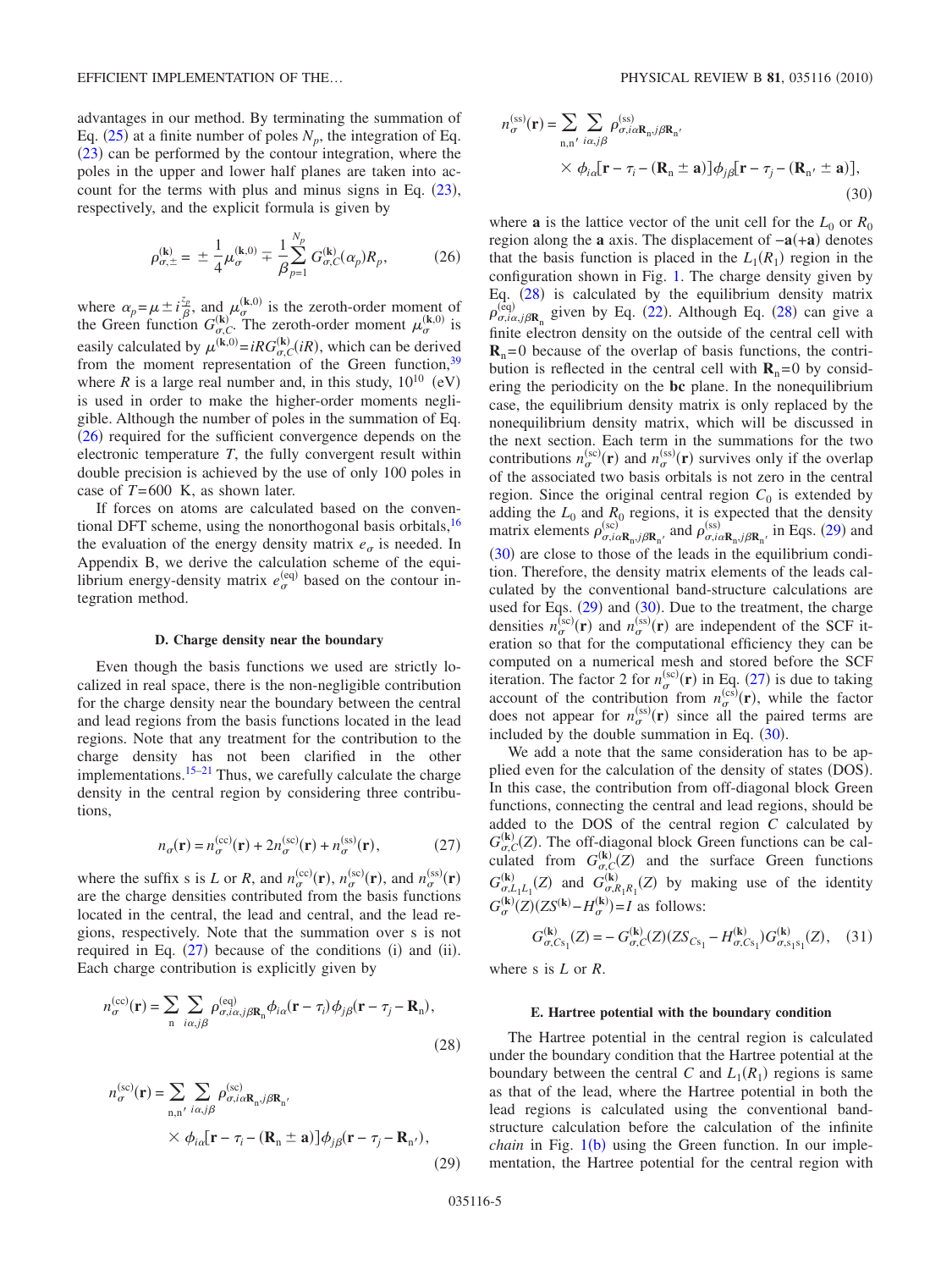advantages in our method. By terminating the summation of Eq. (25) at a finite number of poles $N_p$, the integration of Eq. (23) can be performed by the contour integration, where the poles in the upper and lower half planes are taken into account for the terms with plus and minus signs in Eq. (23), respectively, and the explicit formula is given by

$$\rho^{(\mathbf{k})}_{\sigma,\pm} = \pm \frac{1}{4}\mu^{(\mathbf{k},0)}_{\sigma} \mp \frac{1}{\beta}\sum_{p=1}^{N_p} G^{(\mathbf{k})}_{\sigma,C}(\alpha_p)R_p, \tag{26}$$

where $\alpha_p = \mu \pm i\frac{z_p}{\beta}$, and $\mu^{(\mathbf{k},0)}_{\sigma}$ is the zeroth-order moment of the Green function $G^{(\mathbf{k})}_{\sigma,C}$. The zeroth-order moment $\mu^{(\mathbf{k},0)}_{\sigma}$ is easily calculated by $\mu^{(\mathbf{k},0)} = iRG^{(\mathbf{k})}_{\sigma,C}(iR)$, which can be derived from the moment representation of the Green function,[39] where $R$ is a large real number and, in this study, $10^{10}$ (eV) is used in order to make the higher-order moments negligible. Although the number of poles in the summation of Eq. (26) required for the sufficient convergence depends on the electronic temperature $T$, the fully convergent result within double precision is achieved by the use of only 100 poles in case of $T=600$ K, as shown later.

If forces on atoms are calculated based on the conventional DFT scheme, using the nonorthogonal basis orbitals,[16] the evaluation of the energy density matrix $e_\sigma$ is needed. In Appendix B, we derive the calculation scheme of the equilibrium energy-density matrix $e^{(\mathrm{eq})}_{\sigma}$ based on the contour integration method.

### D. Charge density near the boundary

Even though the basis functions we used are strictly localized in real space, there is the non-negligible contribution for the charge density near the boundary between the central and lead regions from the basis functions located in the lead regions. Note that any treatment for the contribution to the charge density has not been clarified in the other implementations.[15–21] Thus, we carefully calculate the charge density in the central region by considering three contributions,

$$n_\sigma(\mathbf{r}) = n^{(\mathrm{cc})}_{\sigma}(\mathbf{r}) + 2n^{(\mathrm{sc})}_{\sigma}(\mathbf{r}) + n^{(\mathrm{ss})}_{\sigma}(\mathbf{r}), \tag{27}$$

where the suffix s is $L$ or $R$, and $n^{(\mathrm{cc})}_{\sigma}(\mathbf{r})$, $n^{(\mathrm{sc})}_{\sigma}(\mathbf{r})$, and $n^{(\mathrm{ss})}_{\sigma}(\mathbf{r})$ are the charge densities contributed from the basis functions located in the central, the lead and central, and the lead regions, respectively. Note that the summation over s is not required in Eq. (27) because of the conditions (i) and (ii). Each charge contribution is explicitly given by

$$n^{(\mathrm{cc})}_{\sigma}(\mathbf{r}) = \sum_{\mathrm{n}}\sum_{i\alpha,j\beta} \rho^{(\mathrm{eq})}_{\sigma,i\alpha,j\beta\mathbf{R}_{\mathrm{n}}}\phi_{i\alpha}(\mathbf{r}-\tau_i)\phi_{j\beta}(\mathbf{r}-\tau_j-\mathbf{R}_{\mathrm{n}}), \tag{28}$$

$$n^{(\mathrm{sc})}_{\sigma}(\mathbf{r}) = \sum_{\mathrm{n},\mathrm{n}'}\sum_{i\alpha,j\beta} \rho^{(\mathrm{sc})}_{\sigma,i\alpha\mathbf{R}_{\mathrm{n}},j\beta\mathbf{R}_{\mathrm{n}'}} \times \phi_{i\alpha}[\mathbf{r}-\tau_i-(\mathbf{R}_{\mathrm{n}}\pm\mathbf{a})]\phi_{j\beta}(\mathbf{r}-\tau_j-\mathbf{R}_{\mathrm{n}'}), \tag{29}$$

$$n^{(\mathrm{ss})}_{\sigma}(\mathbf{r}) = \sum_{\mathrm{n},\mathrm{n}'}\sum_{i\alpha,j\beta} \rho^{(\mathrm{ss})}_{\sigma,i\alpha\mathbf{R}_{\mathrm{n}},j\beta\mathbf{R}_{\mathrm{n}'}} \times \phi_{i\alpha}[\mathbf{r}-\tau_i-(\mathbf{R}_{\mathrm{n}}\pm\mathbf{a})]\phi_{j\beta}[\mathbf{r}-\tau_j-(\mathbf{R}_{\mathrm{n}'}\pm\mathbf{a})], \tag{30}$$

where $\mathbf{a}$ is the lattice vector of the unit cell for the $L_0$ or $R_0$ region along the $\mathbf{a}$ axis. The displacement of $-\mathbf{a}(+\mathbf{a})$ denotes that the basis function is placed in the $L_1(R_1)$ region in the configuration shown in Fig. 1. The charge density given by Eq. (28) is calculated by the equilibrium density matrix $\rho^{(\mathrm{eq})}_{\sigma,i\alpha,j\beta\mathbf{R}_{\mathrm{n}}}$ given by Eq. (22). Although Eq. (28) can give a finite electron density on the outside of the central cell with $\mathbf{R}_{\mathrm{n}}=0$ because of the overlap of basis functions, the contribution is reflected in the central cell with $\mathbf{R}_{\mathrm{n}}=0$ by considering the periodicity on the **bc** plane. In the nonequilibrium case, the equilibrium density matrix is only replaced by the nonequilibrium density matrix, which will be discussed in the next section. Each term in the summations for the two contributions $n^{(\mathrm{sc})}_{\sigma}(\mathbf{r})$ and $n^{(\mathrm{ss})}_{\sigma}(\mathbf{r})$ survives only if the overlap of the associated two basis orbitals is not zero in the central region. Since the original central region $C_0$ is extended by adding the $L_0$ and $R_0$ regions, it is expected that the density matrix elements $\rho^{(\mathrm{sc})}_{\sigma,i\alpha\mathbf{R}_{\mathrm{n}},j\beta\mathbf{R}_{\mathrm{n}'}}$ and $\rho^{(\mathrm{ss})}_{\sigma,i\alpha\mathbf{R}_{\mathrm{n}},j\beta\mathbf{R}_{\mathrm{n}'}}$ in Eqs. (29) and (30) are close to those of the leads in the equilibrium condition. Therefore, the density matrix elements of the leads calculated by the conventional band-structure calculations are used for Eqs. (29) and (30). Due to the treatment, the charge densities $n^{(\mathrm{sc})}_{\sigma}(\mathbf{r})$ and $n^{(\mathrm{ss})}_{\sigma}(\mathbf{r})$ are independent of the SCF iteration so that for the computational efficiency they can be computed on a numerical mesh and stored before the SCF iteration. The factor 2 for $n^{(\mathrm{sc})}_{\sigma}(\mathbf{r})$ in Eq. (27) is due to taking account of the contribution from $n^{(\mathrm{cs})}_{\sigma}(\mathbf{r})$, while the factor does not appear for $n^{(\mathrm{ss})}_{\sigma}(\mathbf{r})$ since all the paired terms are included by the double summation in Eq. (30).

We add a note that the same consideration has to be applied even for the calculation of the density of states (DOS). In this case, the contribution from off-diagonal block Green functions, connecting the central and lead regions, should be added to the DOS of the central region $C$ calculated by $G^{(\mathbf{k})}_{\sigma,C}(Z)$. The off-diagonal block Green functions can be calculated from $G^{(\mathbf{k})}_{\sigma,C}(Z)$ and the surface Green functions $G^{(\mathbf{k})}_{\sigma,L_1L_1}(Z)$ and $G^{(\mathbf{k})}_{\sigma,R_1R_1}(Z)$ by making use of the identity $G^{(\mathbf{k})}_{\sigma}(Z)(ZS^{(\mathbf{k})}-H^{(\mathbf{k})}_{\sigma})=I$ as follows:

$$G^{(\mathbf{k})}_{\sigma,Cs_1}(Z) = -G^{(\mathbf{k})}_{\sigma,C}(Z)(ZS_{Cs_1}-H^{(\mathbf{k})}_{\sigma,Cs_1})G^{(\mathbf{k})}_{\sigma,s_1s_1}(Z), \tag{31}$$

where s is $L$ or $R$.

### E. Hartree potential with the boundary condition

The Hartree potential in the central region is calculated under the boundary condition that the Hartree potential at the boundary between the central $C$ and $L_1(R_1)$ regions is same as that of the lead, where the Hartree potential in both the lead regions is calculated using the conventional band-structure calculation before the calculation of the infinite *chain* in Fig. 1(b) using the Green function. In our implementation, the Hartree potential for the central region with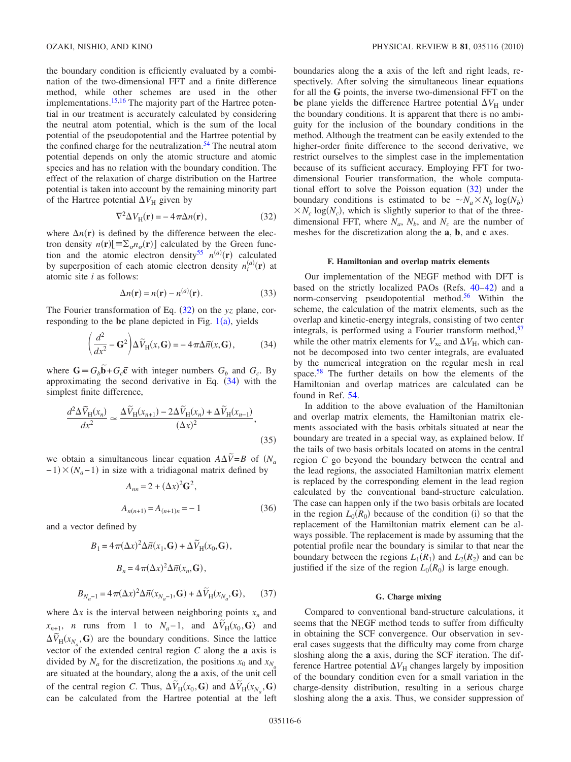the boundary condition is efficiently evaluated by a combination of the two-dimensional FFT and a finite difference method, while other schemes are used in the other implementations.[15,16] The majority part of the Hartree potential in our treatment is accurately calculated by considering the neutral atom potential, which is the sum of the local potential of the pseudopotential and the Hartree potential by the confined charge for the neutralization.[54] The neutral atom potential depends on only the atomic structure and atomic species and has no relation with the boundary condition. The effect of the relaxation of charge distribution on the Hartree potential is taken into account by the remaining minority part of the Hartree potential $\Delta V_{\mathrm{H}}$ given by

$$\nabla^2 \Delta V_{\mathrm{H}}(\mathbf{r}) = -4\pi \Delta n(\mathbf{r}), \tag{32}$$

where $\Delta n(\mathbf{r})$ is defined by the difference between the electron density $n(\mathbf{r})[\equiv \Sigma_\sigma n_\sigma(\mathbf{r})]$ calculated by the Green function and the atomic electron density[55] $n^{(a)}(\mathbf{r})$ calculated by superposition of each atomic electron density $n_i^{(a)}(\mathbf{r})$ at atomic site $i$ as follows:

$$\Delta n(\mathbf{r}) = n(\mathbf{r}) - n^{(a)}(\mathbf{r}). \tag{33}$$

The Fourier transformation of Eq. (32) on the $yz$ plane, corresponding to the **bc** plane depicted in Fig. 1(a), yields

$$\left(\frac{d^2}{dx^2} - \mathbf{G}^2\right)\Delta \tilde{V}_{\mathrm{H}}(x,\mathbf{G}) = -4\pi \Delta \tilde{n}(x,\mathbf{G}), \tag{34}$$

where $\mathbf{G} \equiv G_b \tilde{\mathbf{b}} + G_c \tilde{\mathbf{c}}$ with integer numbers $G_b$ and $G_c$. By approximating the second derivative in Eq. (34) with the simplest finite difference,

$$\frac{d^2 \Delta \tilde{V}_{\mathrm{H}}(x_n)}{dx^2} \simeq \frac{\Delta \tilde{V}_{\mathrm{H}}(x_{n+1}) - 2\Delta \tilde{V}_{\mathrm{H}}(x_n) + \Delta \tilde{V}_{\mathrm{H}}(x_{n-1})}{(\Delta x)^2}, \tag{35}$$

we obtain a simultaneous linear equation $A\Delta\tilde{V} = B$ of $(N_a - 1) \times (N_a - 1)$ in size with a tridiagonal matrix defined by

$$A_{nn} = 2 + (\Delta x)^2 \mathbf{G}^2,$$

$$A_{n(n+1)} = A_{(n+1)n} = -1 \tag{36}$$

and a vector defined by

$$B_1 = 4\pi (\Delta x)^2 \Delta \tilde{n}(x_1,\mathbf{G}) + \Delta \tilde{V}_{\mathrm{H}}(x_0,\mathbf{G}),$$

$$B_n = 4\pi (\Delta x)^2 \Delta \tilde{n}(x_n,\mathbf{G}),$$

$$B_{N_a-1} = 4\pi (\Delta x)^2 \Delta \tilde{n}(x_{N_a-1},\mathbf{G}) + \Delta \tilde{V}_{\mathrm{H}}(x_{N_a},\mathbf{G}), \tag{37}$$

where $\Delta x$ is the interval between neighboring points $x_n$ and $x_{n+1}$, $n$ runs from 1 to $N_a - 1$, and $\Delta \tilde{V}_{\mathrm{H}}(x_0,\mathbf{G})$ and $\Delta \tilde{V}_{\mathrm{H}}(x_{N_a},\mathbf{G})$ are the boundary conditions. Since the lattice vector of the extended central region $C$ along the **a** axis is divided by $N_a$ for the discretization, the positions $x_0$ and $x_{N_a}$ are situated at the boundary, along the **a** axis, of the unit cell of the central region $C$. Thus, $\Delta \tilde{V}_{\mathrm{H}}(x_0,\mathbf{G})$ and $\Delta \tilde{V}_{\mathrm{H}}(x_{N_a},\mathbf{G})$ can be calculated from the Hartree potential at the left boundaries along the **a** axis of the left and right leads, respectively. After solving the simultaneous linear equations for all the **G** points, the inverse two-dimensional FFT on the **bc** plane yields the difference Hartree potential $\Delta V_{\mathrm{H}}$ under the boundary conditions. It is apparent that there is no ambiguity for the inclusion of the boundary conditions in the method. Although the treatment can be easily extended to the higher-order finite difference to the second derivative, we restrict ourselves to the simplest case in the implementation because of its sufficient accuracy. Employing FFT for two-dimensional Fourier transformation, the whole computational effort to solve the Poisson equation (32) under the boundary conditions is estimated to be $\sim N_a \times N_b \log(N_b) \times N_c \log(N_c)$, which is slightly superior to that of the three-dimensional FFT, where $N_a$, $N_b$, and $N_c$ are the number of meshes for the discretization along the **a**, **b**, and **c** axes.

### F. Hamiltonian and overlap matrix elements

Our implementation of the NEGF method with DFT is based on the strictly localized PAOs (Refs. 40–42) and a norm-conserving pseudopotential method.[56] Within the scheme, the calculation of the matrix elements, such as the overlap and kinetic-energy integrals, consisting of two center integrals, is performed using a Fourier transform method,[57] while the other matrix elements for $V_{\mathrm{xc}}$ and $\Delta V_{\mathrm{H}}$, which cannot be decomposed into two center integrals, are evaluated by the numerical integration on the regular mesh in real space.[58] The further details on how the elements of the Hamiltonian and overlap matrices are calculated can be found in Ref. 54.

In addition to the above evaluation of the Hamiltonian and overlap matrix elements, the Hamiltonian matrix elements associated with the basis orbitals situated at near the boundary are treated in a special way, as explained below. If the tails of two basis orbitals located on atoms in the central region $C$ go beyond the boundary between the central and the lead regions, the associated Hamiltonian matrix element is replaced by the corresponding element in the lead region calculated by the conventional band-structure calculation. The case can happen only if the two basis orbitals are located in the region $L_0(R_0)$ because of the condition (i) so that the replacement of the Hamiltonian matrix element can be always possible. The replacement is made by assuming that the potential profile near the boundary is similar to that near the boundary between the regions $L_1(R_1)$ and $L_2(R_2)$ and can be justified if the size of the region $L_0(R_0)$ is large enough.

### G. Charge mixing

Compared to conventional band-structure calculations, it seems that the NEGF method tends to suffer from difficulty in obtaining the SCF convergence. Our observation in several cases suggests that the difficulty may come from charge sloshing along the **a** axis, during the SCF iteration. The difference Hartree potential $\Delta V_{\mathrm{H}}$ changes largely by imposition of the boundary condition even for a small variation in the charge-density distribution, resulting in a serious charge sloshing along the **a** axis. Thus, we consider suppression of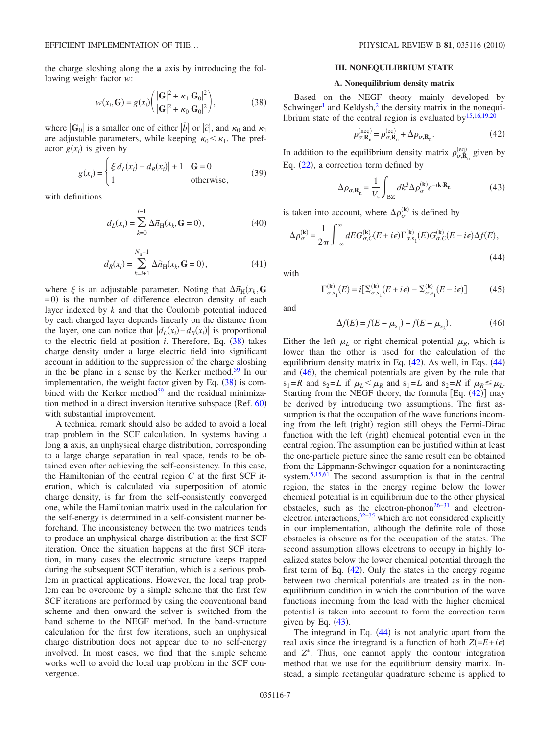the charge sloshing along the **a** axis by introducing the following weight factor $w$:

$$w(x_i,\mathbf{G}) = g(x_i)\left(\frac{|\mathbf{G}|^2+\kappa_1|\mathbf{G}_0|^2}{|\mathbf{G}|^2+\kappa_0|\mathbf{G}_0|^2}\right), \tag{38}$$

where $|\mathbf{G}_0|$ is a smaller one of either $|\tilde{b}|$ or $|\tilde{c}|$, and $\kappa_0$ and $\kappa_1$ are adjustable parameters, while keeping $\kappa_0 < \kappa_1$. The prefactor $g(x_i)$ is given by

$$g(x_i) = \begin{cases} \xi|d_L(x_i) - d_R(x_i)| + 1 & \mathbf{G} = 0 \\ 1 & \text{otherwise}, \end{cases} \tag{39}$$

with definitions

$$d_L(x_i) = \sum_{k=0}^{i-1} \Delta\tilde{n}_{\mathrm{H}}(x_k,\mathbf{G}=0), \tag{40}$$

$$d_R(x_i) = \sum_{k=i+1}^{N_a-1} \Delta\tilde{n}_{\mathrm{H}}(x_k,\mathbf{G}=0), \tag{41}$$

where $\xi$ is an adjustable parameter. Noting that $\Delta\tilde{n}_{\mathrm{H}}(x_k,\mathbf{G}=0)$ is the number of difference electron density of each layer indexed by $k$ and that the Coulomb potential induced by each charged layer depends linearly on the distance from the layer, one can notice that $|d_L(x_i)-d_R(x_i)|$ is proportional to the electric field at position $i$. Therefore, Eq. (38) takes charge density under a large electric field into significant account in addition to the suppression of the charge sloshing in the **bc** plane in a sense by the Kerker method.[59] In our implementation, the weight factor given by Eq. (38) is combined with the Kerker method[59] and the residual minimization method in a direct inversion iterative subspace (Ref. 60) with substantial improvement.

A technical remark should also be added to avoid a local trap problem in the SCF calculation. In systems having a long **a** axis, an unphysical charge distribution, corresponding to a large charge separation in real space, tends to be obtained even after achieving the self-consistency. In this case, the Hamiltonian of the central region $C$ at the first SCF iteration, which is calculated via superposition of atomic charge density, is far from the self-consistently converged one, while the Hamiltonian matrix used in the calculation for the self-energy is determined in a self-consistent manner beforehand. The inconsistency between the two matrices tends to produce an unphysical charge distribution at the first SCF iteration. Once the situation happens at the first SCF iteration, in many cases the electronic structure keeps trapped during the subsequent SCF iteration, which is a serious problem in practical applications. However, the local trap problem can be overcome by a simple scheme that the first few SCF iterations are performed by using the conventional band scheme and then onward the solver is switched from the band scheme to the NEGF method. In the band-structure calculation for the first few iterations, such an unphysical charge distribution does not appear due to no self-energy involved. In most cases, we find that the simple scheme works well to avoid the local trap problem in the SCF convergence.

## III. NONEQUILIBRIUM STATE

### A. Nonequilibrium density matrix

Based on the NEGF theory mainly developed by Schwinger[1] and Keldysh,[2] the density matrix in the nonequilibrium state of the central region is evaluated by[15,16,19,20]

$$\rho^{(\mathrm{neq})}_{\sigma,\mathbf{R}_n} = \rho^{(\mathrm{eq})}_{\sigma,\mathbf{R}_n} + \Delta\rho_{\sigma,\mathbf{R}_n}. \tag{42}$$

In addition to the equilibrium density matrix $\rho^{(\mathrm{eq})}_{\sigma,\mathbf{R}_n}$ given by Eq. (22), a correction term defined by

$$\Delta\rho_{\sigma,\mathbf{R}_n} = \frac{1}{V_c}\int_{\mathrm{BZ}} dk^3 \Delta\rho^{(\mathbf{k})}_{\sigma} e^{-i\mathbf{k}\cdot\mathbf{R}_n} \tag{43}$$

is taken into account, where $\Delta\rho^{(\mathbf{k})}_{\sigma}$ is defined by

$$\Delta\rho^{(\mathbf{k})}_{\sigma} = \frac{1}{2\pi}\int_{-\infty}^{\infty} dE\, G^{(\mathbf{k})}_{\sigma,C}(E+i\epsilon)\Gamma^{(\mathbf{k})}_{\sigma,\mathrm{s}_1}(E) G^{(\mathbf{k})}_{\sigma,C}(E-i\epsilon)\Delta f(E), \tag{44}$$

with

$$\Gamma^{(\mathbf{k})}_{\sigma,\mathrm{s}_1}(E) = i[\Sigma^{(\mathbf{k})}_{\sigma,\mathrm{s}_1}(E+i\epsilon) - \Sigma^{(\mathbf{k})}_{\sigma,\mathrm{s}_1}(E-i\epsilon)] \tag{45}$$

and

$$\Delta f(E) = f(E-\mu_{\mathrm{s}_1}) - f(E-\mu_{\mathrm{s}_2}). \tag{46}$$

Either the left $\mu_L$ or right chemical potential $\mu_R$, which is lower than the other is used for the calculation of the equilibrium density matrix in Eq. (42). As well, in Eqs. (44) and (46), the chemical potentials are given by the rule that $\mathrm{s}_1=R$ and $\mathrm{s}_2=L$ if $\mu_L<\mu_R$ and $\mathrm{s}_1=L$ and $\mathrm{s}_2=R$ if $\mu_R \leq \mu_L$. Starting from the NEGF theory, the formula [Eq. (42)] may be derived by introducing two assumptions. The first assumption is that the occupation of the wave functions incoming from the left (right) region still obeys the Fermi-Dirac function with the left (right) chemical potential even in the central region. The assumption can be justified within at least the one-particle picture since the same result can be obtained from the Lippmann-Schwinger equation for a noninteracting system.[5,15,61] The second assumption is that in the central region, the states in the energy regime below the lower chemical potential is in equilibrium due to the other physical obstacles, such as the electron-phonon[26–31] and electron-electron interactions,[32–35] which are not considered explicitly in our implementation, although the definite role of those obstacles is obscure as for the occupation of the states. The second assumption allows electrons to occupy in highly localized states below the lower chemical potential through the first term of Eq. (42). Only the states in the energy regime between two chemical potentials are treated as in the nonequilibrium condition in which the contribution of the wave functions incoming from the lead with the higher chemical potential is taken into account to form the correction term given by Eq. (43).

The integrand in Eq. (44) is not analytic apart from the real axis since the integrand is a function of both $Z(=E+i\epsilon)$ and $Z^*$. Thus, one cannot apply the contour integration method that we use for the equilibrium density matrix. Instead, a simple rectangular quadrature scheme is applied to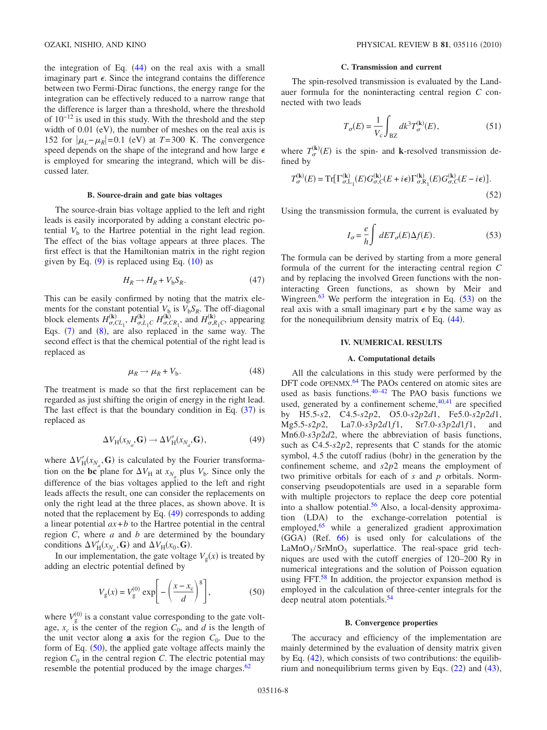the integration of Eq. (44) on the real axis with a small imaginary part $\epsilon$. Since the integrand contains the difference between two Fermi-Dirac functions, the energy range for the integration can be effectively reduced to a narrow range that the difference is larger than a threshold, where the threshold of $10^{-12}$ is used in this study. With the threshold and the step width of 0.01 (eV), the number of meshes on the real axis is 152 for $|\mu_L - \mu_R| = 0.1$ (eV) at $T = 300$ K. The convergence speed depends on the shape of the integrand and how large $\epsilon$ is employed for smearing the integrand, which will be discussed later.

### B. Source-drain and gate bias voltages

The source-drain bias voltage applied to the left and right leads is easily incorporated by adding a constant electric potential $V_{\rm b}$ to the Hartree potential in the right lead region. The effect of the bias voltage appears at three places. The first effect is that the Hamiltonian matrix in the right region given by Eq. (9) is replaced using Eq. (10) as

$$H_R \rightarrow H_R + V_{\rm b} S_R. \tag{47}$$

This can be easily confirmed by noting that the matrix elements for the constant potential $V_{\rm b}$ is $V_{\rm b} S_R$. The off-diagonal block elements $H^{(\mathbf{k})}_{\sigma,CL_1}$, $H^{(\mathbf{k})}_{\sigma,L_1C}$ $H^{(\mathbf{k})}_{\sigma,CR_1}$, and $H^{(\mathbf{k})}_{\sigma,R_1C}$, appearing Eqs. (7) and (8), are also replaced in the same way. The second effect is that the chemical potential of the right lead is replaced as

$$\mu_R \rightarrow \mu_R + V_{\rm b}. \tag{48}$$

The treatment is made so that the first replacement can be regarded as just shifting the origin of energy in the right lead. The last effect is that the boundary condition in Eq. (37) is replaced as

$$\Delta V_{\rm H}(x_{N_a}, \mathbf{G}) \rightarrow \Delta V'_{\rm H}(x_{N_a}, \mathbf{G}), \tag{49}$$

where $\Delta V'_{\rm H}(x_{N_a}, \mathbf{G})$ is calculated by the Fourier transformation on the **bc** plane for $\Delta V_{\rm H}$ at $x_{N_a}$ plus $V_{\rm b}$. Since only the difference of the bias voltages applied to the left and right leads affects the result, one can consider the replacements on only the right lead at the three places, as shown above. It is noted that the replacement by Eq. (49) corresponds to adding a linear potential $ax+b$ to the Hartree potential in the central region $C$, where $a$ and $b$ are determined by the boundary conditions $\Delta V'_{\rm H}(x_{N_a}, \mathbf{G})$ and $\Delta V_{\rm H}(x_0, \mathbf{G})$.

In our implementation, the gate voltage $V_{\rm g}(x)$ is treated by adding an electric potential defined by

$$V_{\rm g}(x) = V_{\rm g}^{(0)} \exp\left[ -\left( \frac{x - x_{\rm c}}{d} \right)^8 \right], \tag{50}$$

where $V_{\rm g}^{(0)}$ is a constant value corresponding to the gate voltage, $x_{\rm c}$ is the center of the region $C_0$, and $d$ is the length of the unit vector along **a** axis for the region $C_0$. Due to the form of Eq. (50), the applied gate voltage affects mainly the region $C_0$ in the central region $C$. The electric potential may resemble the potential produced by the image charges.[62]

### C. Transmission and current

The spin-resolved transmission is evaluated by the Landauer formula for the noninteracting central region $C$ connected with two leads

$$T_\sigma(E) = \frac{1}{V_{\rm c}} \int_{\rm BZ} dk^3 T_\sigma^{(\mathbf{k})}(E), \tag{51}$$

where $T_\sigma^{(\mathbf{k})}(E)$ is the spin- and $\mathbf{k}$-resolved transmission defined by

$$T_\sigma^{(\mathbf{k})}(E) = {\rm Tr}[\Gamma^{(\mathbf{k})}_{\sigma,{\rm L}_1}(E) G^{(\mathbf{k})}_{\sigma,C}(E + i\epsilon) \Gamma^{(\mathbf{k})}_{\sigma,{\rm R}_1}(E) G^{(\mathbf{k})}_{\sigma,C}(E - i\epsilon)]. \tag{52}$$

Using the transmission formula, the current is evaluated by

$$I_\sigma = \frac{e}{h} \int dE T_\sigma(E) \Delta f(E). \tag{53}$$

The formula can be derived by starting from a more general formula of the current for the interacting central region $C$ and by replacing the involved Green functions with the noninteracting Green functions, as shown by Meir and Wingreen.[63] We perform the integration in Eq. (53) on the real axis with a small imaginary part $\epsilon$ by the same way as for the nonequilibrium density matrix of Eq. (44).

## IV. NUMERICAL RESULTS

### A. Computational details

All the calculations in this study were performed by the DFT code OPENMX.[64] The PAOs centered on atomic sites are used as basis functions.[40–42] The PAO basis functions we used, generated by a confinement scheme,[40,41] are specified by H5.5-*s*2, C4.5-*s*2*p*2, O5.0-*s*2*p*2*d*1, Fe5.0-*s*2*p*2*d*1, Mg5.5-*s*2*p*2, La7.0-*s*3*p*2*d*1*f*1, Sr7.0-*s*3*p*2*d*1*f*1, and Mn6.0-*s*3*p*2*d*2, where the abbreviation of basis functions, such as C4.5-*s*2*p*2, represents that C stands for the atomic symbol, 4.5 the cutoff radius (bohr) in the generation by the confinement scheme, and *s*2*p*2 means the employment of two primitive orbitals for each of *s* and *p* orbitals. Norm-conserving pseudopotentials are used in a separable form with multiple projectors to replace the deep core potential into a shallow potential.[56] Also, a local-density approximation (LDA) to the exchange-correlation potential is employed,[65] while a generalized gradient approximation (GGA) (Ref. 66) is used only for calculations of the $\rm LaMnO_3/SrMnO_3$ superlattice. The real-space grid techniques are used with the cutoff energies of 120–200 Ry in numerical integrations and the solution of Poisson equation using FFT.[58] In addition, the projector expansion method is employed in the calculation of three-center integrals for the deep neutral atom potentials.[54]

### B. Convergence properties

The accuracy and efficiency of the implementation are mainly determined by the evaluation of density matrix given by Eq. (42), which consists of two contributions: the equilibrium and nonequilibrium terms given by Eqs. (22) and (43),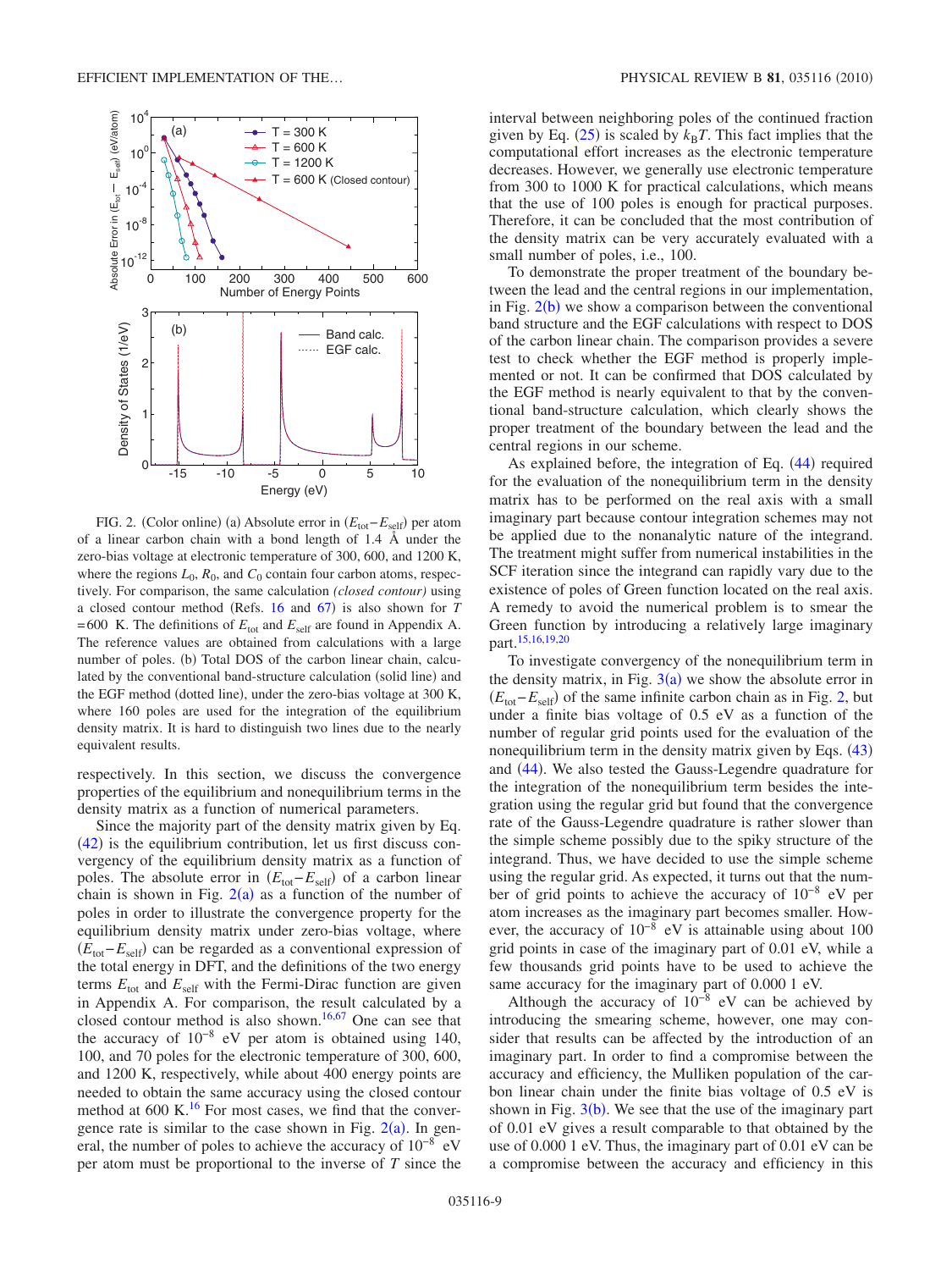FIG. 2. (Color online) (a) Absolute error in $(E_{\rm tot}-E_{\rm self})$ per atom of a linear carbon chain with a bond length of 1.4 Å under the zero-bias voltage at electronic temperature of 300, 600, and 1200 K, where the regions $L_0$, $R_0$, and $C_0$ contain four carbon atoms, respectively. For comparison, the same calculation *(closed contour)* using a closed contour method (Refs. 16 and 67) is also shown for $T$ =600 K. The definitions of $E_{\rm tot}$ and $E_{\rm self}$ are found in Appendix A. The reference values are obtained from calculations with a large number of poles. (b) Total DOS of the carbon linear chain, calculated by the conventional band-structure calculation (solid line) and the EGF method (dotted line), under the zero-bias voltage at 300 K, where 160 poles are used for the integration of the equilibrium density matrix. It is hard to distinguish two lines due to the nearly equivalent results.

respectively. In this section, we discuss the convergence properties of the equilibrium and nonequilibrium terms in the density matrix as a function of numerical parameters.

Since the majority part of the density matrix given by Eq. (42) is the equilibrium contribution, let us first discuss convergency of the equilibrium density matrix as a function of poles. The absolute error in $(E_{\rm tot}-E_{\rm self})$ of a carbon linear chain is shown in Fig. 2(a) as a function of the number of poles in order to illustrate the convergence property for the equilibrium density matrix under zero-bias voltage, where $(E_{\rm tot}-E_{\rm self})$ can be regarded as a conventional expression of the total energy in DFT, and the definitions of the two energy terms $E_{\rm tot}$ and $E_{\rm self}$ with the Fermi-Dirac function are given in Appendix A. For comparison, the result calculated by a closed contour method is also shown.[16,67] One can see that the accuracy of $10^{-8}$ eV per atom is obtained using 140, 100, and 70 poles for the electronic temperature of 300, 600, and 1200 K, respectively, while about 400 energy points are needed to obtain the same accuracy using the closed contour method at 600 K.[16] For most cases, we find that the convergence rate is similar to the case shown in Fig. 2(a). In general, the number of poles to achieve the accuracy of $10^{-8}$ eV per atom must be proportional to the inverse of $T$ since the interval between neighboring poles of the continued fraction given by Eq. (25) is scaled by $k_{\rm B}T$. This fact implies that the computational effort increases as the electronic temperature decreases. However, we generally use electronic temperature from 300 to 1000 K for practical calculations, which means that the use of 100 poles is enough for practical purposes. Therefore, it can be concluded that the most contribution of the density matrix can be very accurately evaluated with a small number of poles, i.e., 100.

To demonstrate the proper treatment of the boundary between the lead and the central regions in our implementation, in Fig. 2(b) we show a comparison between the conventional band structure and the EGF calculations with respect to DOS of the carbon linear chain. The comparison provides a severe test to check whether the EGF method is properly implemented or not. It can be confirmed that DOS calculated by the EGF method is nearly equivalent to that by the conventional band-structure calculation, which clearly shows the proper treatment of the boundary between the lead and the central regions in our scheme.

As explained before, the integration of Eq. (44) required for the evaluation of the nonequilibrium term in the density matrix has to be performed on the real axis with a small imaginary part because contour integration schemes may not be applied due to the nonanalytic nature of the integrand. The treatment might suffer from numerical instabilities in the SCF iteration since the integrand can rapidly vary due to the existence of poles of Green function located on the real axis. A remedy to avoid the numerical problem is to smear the Green function by introducing a relatively large imaginary part.[15,16,19,20]

To investigate convergency of the nonequilibrium term in the density matrix, in Fig. 3(a) we show the absolute error in $(E_{\rm tot}-E_{\rm self})$ of the same infinite carbon chain as in Fig. 2, but under a finite bias voltage of 0.5 eV as a function of the number of regular grid points used for the evaluation of the nonequilibrium term in the density matrix given by Eqs. (43) and (44). We also tested the Gauss-Legendre quadrature for the integration of the nonequilibrium term besides the integration using the regular grid but found that the convergence rate of the Gauss-Legendre quadrature is rather slower than the simple scheme possibly due to the spiky structure of the integrand. Thus, we have decided to use the simple scheme using the regular grid. As expected, it turns out that the number of grid points to achieve the accuracy of $10^{-8}$ eV per atom increases as the imaginary part becomes smaller. However, the accuracy of $10^{-8}$ eV is attainable using about 100 grid points in case of the imaginary part of 0.01 eV, while a few thousands grid points have to be used to achieve the same accuracy for the imaginary part of 0.000 1 eV.

Although the accuracy of $10^{-8}$ eV can be achieved by introducing the smearing scheme, however, one may consider that results can be affected by the introduction of an imaginary part. In order to find a compromise between the accuracy and efficiency, the Mulliken population of the carbon linear chain under the finite bias voltage of 0.5 eV is shown in Fig. 3(b). We see that the use of the imaginary part of 0.01 eV gives a result comparable to that obtained by the use of 0.000 1 eV. Thus, the imaginary part of 0.01 eV can be a compromise between the accuracy and efficiency in this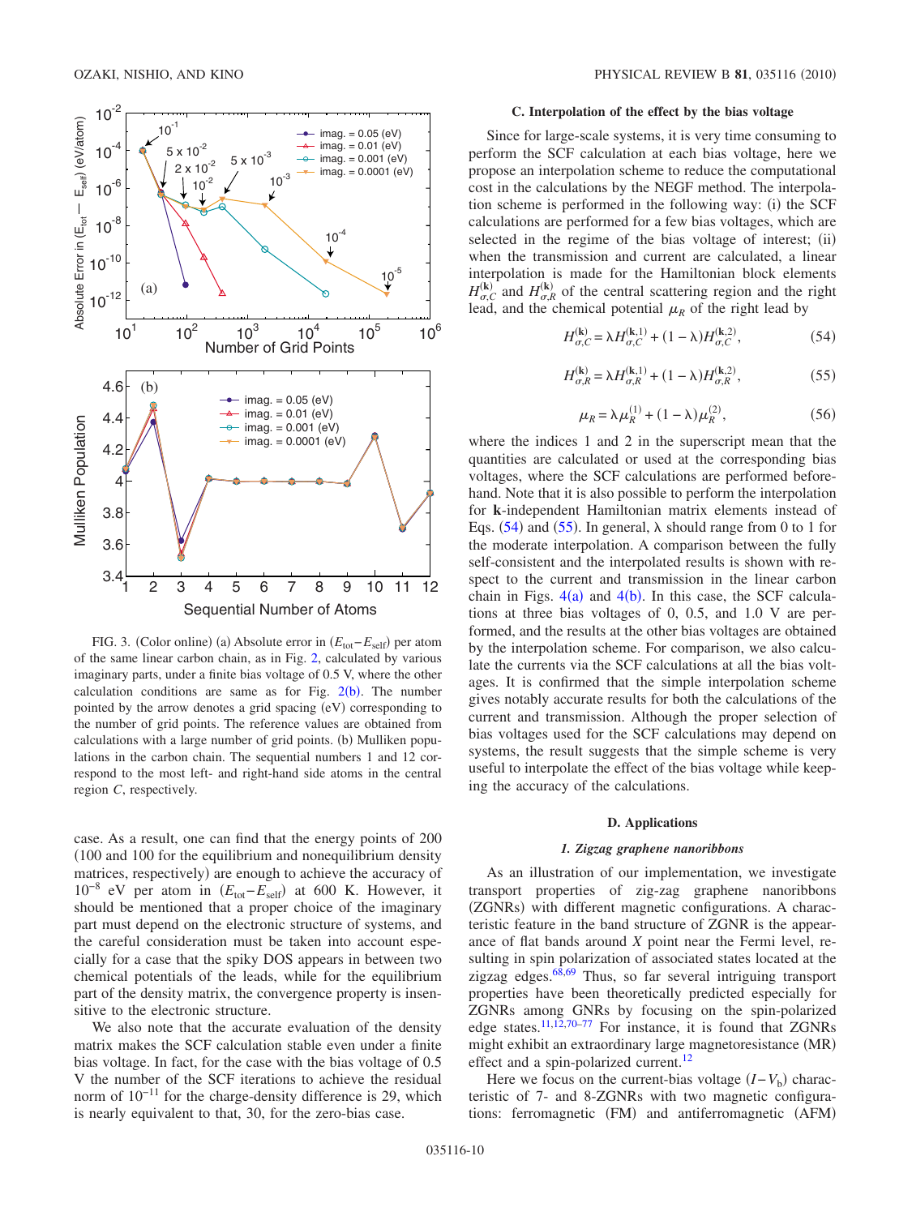FIG. 3. (Color online) (a) Absolute error in $(E_{\rm tot}-E_{\rm self})$ per atom of the same linear carbon chain, as in Fig. 2, calculated by various imaginary parts, under a finite bias voltage of 0.5 V, where the other calculation conditions are same as for Fig. 2(b). The number pointed by the arrow denotes a grid spacing (eV) corresponding to the number of grid points. The reference values are obtained from calculations with a large number of grid points. (b) Mulliken populations in the carbon chain. The sequential numbers 1 and 12 correspond to the most left- and right-hand side atoms in the central region $C$, respectively.

case. As a result, one can find that the energy points of 200 (100 and 100 for the equilibrium and nonequilibrium density matrices, respectively) are enough to achieve the accuracy of $10^{-8}$ eV per atom in $(E_{\rm tot}-E_{\rm self})$ at 600 K. However, it should be mentioned that a proper choice of the imaginary part must depend on the electronic structure of systems, and the careful consideration must be taken into account especially for a case that the spiky DOS appears in between two chemical potentials of the leads, while for the equilibrium part of the density matrix, the convergence property is insensitive to the electronic structure.

We also note that the accurate evaluation of the density matrix makes the SCF calculation stable even under a finite bias voltage. In fact, for the case with the bias voltage of 0.5 V the number of the SCF iterations to achieve the residual norm of $10^{-11}$ for the charge-density difference is 29, which is nearly equivalent to that, 30, for the zero-bias case.

### C. Interpolation of the effect by the bias voltage

Since for large-scale systems, it is very time consuming to perform the SCF calculation at each bias voltage, here we propose an interpolation scheme to reduce the computational cost in the calculations by the NEGF method. The interpolation scheme is performed in the following way: (i) the SCF calculations are performed for a few bias voltages, which are selected in the regime of the bias voltage of interest; (ii) when the transmission and current are calculated, a linear interpolation is made for the Hamiltonian block elements $H_{\sigma,C}^{(\mathbf{k})}$ and $H_{\sigma,R}^{(\mathbf{k})}$ of the central scattering region and the right lead, and the chemical potential $\mu_R$ of the right lead by

$$H_{\sigma,C}^{(\mathbf{k})} = \lambda H_{\sigma,C}^{(\mathbf{k},1)} + (1-\lambda) H_{\sigma,C}^{(\mathbf{k},2)}, \tag{54}$$

$$H_{\sigma,R}^{(\mathbf{k})} = \lambda H_{\sigma,R}^{(\mathbf{k},1)} + (1-\lambda) H_{\sigma,R}^{(\mathbf{k},2)}, \tag{55}$$

$$\mu_R = \lambda \mu_R^{(1)} + (1-\lambda)\mu_R^{(2)}, \tag{56}$$

where the indices 1 and 2 in the superscript mean that the quantities are calculated or used at the corresponding bias voltages, where the SCF calculations are performed beforehand. Note that it is also possible to perform the interpolation for **k**-independent Hamiltonian matrix elements instead of Eqs. (54) and (55). In general, $\lambda$ should range from 0 to 1 for the moderate interpolation. A comparison between the fully self-consistent and the interpolated results is shown with respect to the current and transmission in the linear carbon chain in Figs. 4(a) and 4(b). In this case, the SCF calculations at three bias voltages of 0, 0.5, and 1.0 V are performed, and the results at the other bias voltages are obtained by the interpolation scheme. For comparison, we also calculate the currents via the SCF calculations at all the bias voltages. It is confirmed that the simple interpolation scheme gives notably accurate results for both the calculations of the current and transmission. Although the proper selection of bias voltages used for the SCF calculations may depend on systems, the result suggests that the simple scheme is very useful to interpolate the effect of the bias voltage while keeping the accuracy of the calculations.

### D. Applications

#### 1. Zigzag graphene nanoribbons

As an illustration of our implementation, we investigate transport properties of zig-zag graphene nanoribbons (ZGNRs) with different magnetic configurations. A characteristic feature in the band structure of ZGNR is the appearance of flat bands around $X$ point near the Fermi level, resulting in spin polarization of associated states located at the zigzag edges.[68,69] Thus, so far several intriguing transport properties have been theoretically predicted especially for ZGNRs among GNRs by focusing on the spin-polarized edge states.[11,12,70–77] For instance, it is found that ZGNRs might exhibit an extraordinary large magnetoresistance (MR) effect and a spin-polarized current.[12]

Here we focus on the current-bias voltage $(I-V_{\rm b})$ characteristic of 7- and 8-ZGNRs with two magnetic configurations: ferromagnetic (FM) and antiferromagnetic (AFM)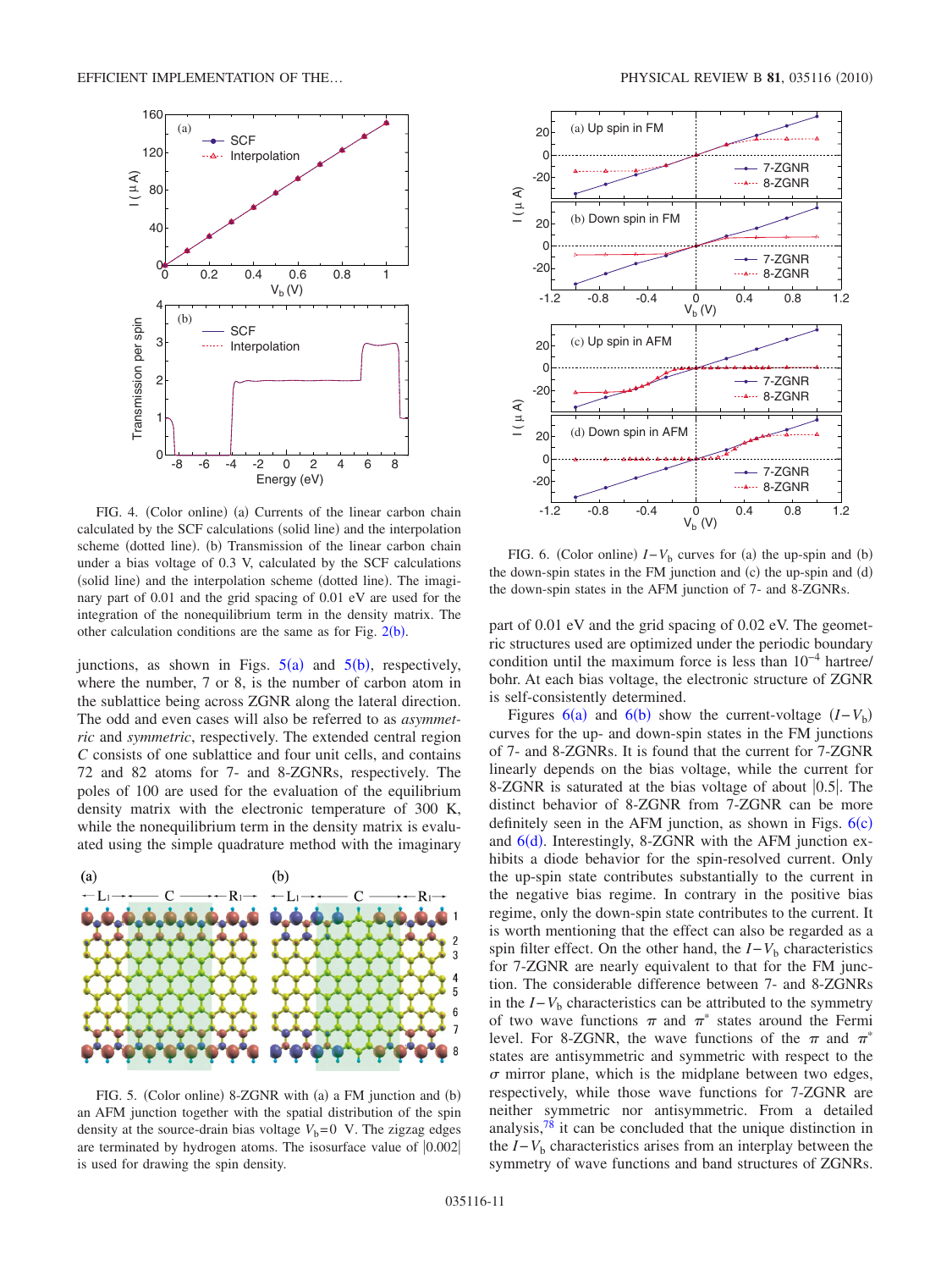FIG. 4. (Color online) (a) Currents of the linear carbon chain calculated by the SCF calculations (solid line) and the interpolation scheme (dotted line). (b) Transmission of the linear carbon chain under a bias voltage of 0.3 V, calculated by the SCF calculations (solid line) and the interpolation scheme (dotted line). The imaginary part of 0.01 and the grid spacing of 0.01 eV are used for the integration of the nonequilibrium term in the density matrix. The other calculation conditions are the same as for Fig. 2(b).

junctions, as shown in Figs. 5(a) and 5(b), respectively, where the number, 7 or 8, is the number of carbon atom in the sublattice being across ZGNR along the lateral direction. The odd and even cases will also be referred to as *asymmetric* and *symmetric*, respectively. The extended central region $C$ consists of one sublattice and four unit cells, and contains 72 and 82 atoms for 7- and 8-ZGNRs, respectively. The poles of 100 are used for the evaluation of the equilibrium density matrix with the electronic temperature of 300 K, while the nonequilibrium term in the density matrix is evaluated using the simple quadrature method with the imaginary part of 0.01 eV and the grid spacing of 0.02 eV. The geometric structures used are optimized under the periodic boundary condition until the maximum force is less than $10^{-4}$ hartree/bohr. At each bias voltage, the electronic structure of ZGNR is self-consistently determined.

FIG. 5. (Color online) 8-ZGNR with (a) a FM junction and (b) an AFM junction together with the spatial distribution of the spin density at the source-drain bias voltage $V_b=0$ V. The zigzag edges are terminated by hydrogen atoms. The isosurface value of $|0.002|$ is used for drawing the spin density.

FIG. 6. (Color online) $I-V_b$ curves for (a) the up-spin and (b) the down-spin states in the FM junction and (c) the up-spin and (d) the down-spin states in the AFM junction of 7- and 8-ZGNRs.

Figures 6(a) and 6(b) show the current-voltage ($I-V_b$) curves for the up- and down-spin states in the FM junctions of 7- and 8-ZGNRs. It is found that the current for 7-ZGNR linearly depends on the bias voltage, while the current for 8-ZGNR is saturated at the bias voltage of about $|0.5|$. The distinct behavior of 8-ZGNR from 7-ZGNR can be more definitely seen in the AFM junction, as shown in Figs. 6(c) and 6(d). Interestingly, 8-ZGNR with the AFM junction exhibits a diode behavior for the spin-resolved current. Only the up-spin state contributes substantially to the current in the negative bias regime. In contrary in the positive bias regime, only the down-spin state contributes to the current. It is worth mentioning that the effect can also be regarded as a spin filter effect. On the other hand, the $I-V_b$ characteristics for 7-ZGNR are nearly equivalent to that for the FM junction. The considerable difference between 7- and 8-ZGNRs in the $I-V_b$ characteristics can be attributed to the symmetry of two wave functions $\pi$ and $\pi^*$ states around the Fermi level. For 8-ZGNR, the wave functions of the $\pi$ and $\pi^*$ states are antisymmetric and symmetric with respect to the $\sigma$ mirror plane, which is the midplane between two edges, respectively, while those wave functions for 7-ZGNR are neither symmetric nor antisymmetric. From a detailed analysis,[78] it can be concluded that the unique distinction in the $I-V_b$ characteristics arises from an interplay between the symmetry of wave functions and band structures of ZGNRs.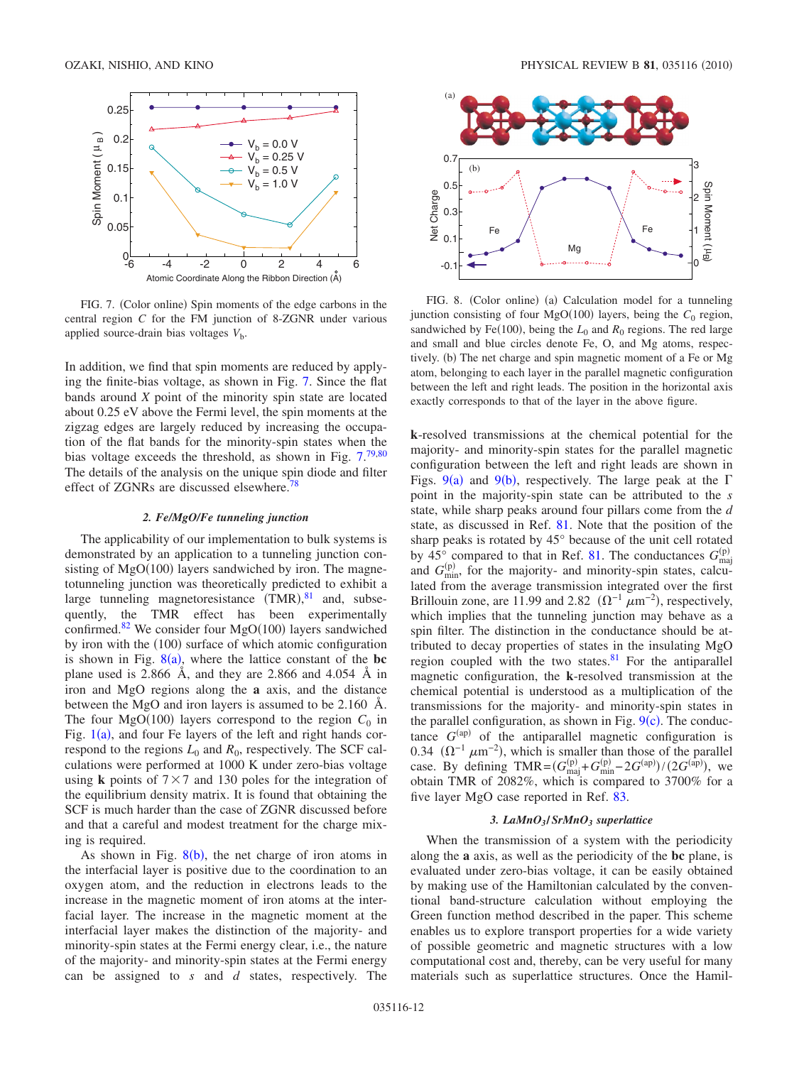FIG. 7. (Color online) Spin moments of the edge carbons in the central region $C$ for the FM junction of 8-ZGNR under various applied source-drain bias voltages $V_b$.

In addition, we find that spin moments are reduced by applying the finite-bias voltage, as shown in Fig. 7. Since the flat bands around $X$ point of the minority spin state are located about 0.25 eV above the Fermi level, the spin moments at the zigzag edges are largely reduced by increasing the occupation of the flat bands for the minority-spin states when the bias voltage exceeds the threshold, as shown in Fig. 7.[79,80] The details of the analysis on the unique spin diode and filter effect of ZGNRs are discussed elsewhere.[78]

### 2. Fe/MgO/Fe tunneling junction

The applicability of our implementation to bulk systems is demonstrated by an application to a tunneling junction consisting of MgO(100) layers sandwiched by iron. The magnetotunneling junction was theoretically predicted to exhibit a large tunneling magnetoresistance (TMR),[81] and, subsequently, the TMR effect has been experimentally confirmed.[82] We consider four MgO(100) layers sandwiched by iron with the (100) surface of which atomic configuration is shown in Fig. 8(a), where the lattice constant of the **bc** plane used is 2.866 Å, and they are 2.866 and 4.054 Å in iron and MgO regions along the **a** axis, and the distance between the MgO and iron layers is assumed to be 2.160 Å. The four MgO(100) layers correspond to the region $C_0$ in Fig. 1(a), and four Fe layers of the left and right hands correspond to the regions $L_0$ and $R_0$, respectively. The SCF calculations were performed at 1000 K under zero-bias voltage using **k** points of $7\times7$ and 130 poles for the integration of the equilibrium density matrix. It is found that obtaining the SCF is much harder than the case of ZGNR discussed before and that a careful and modest treatment for the charge mixing is required.

As shown in Fig. 8(b), the net charge of iron atoms in the interfacial layer is positive due to the coordination to an oxygen atom, and the reduction in electrons leads to the increase in the magnetic moment of iron atoms at the interfacial layer. The increase in the magnetic moment at the interfacial layer makes the distinction of the majority- and minority-spin states at the Fermi energy clear, i.e., the nature of the majority- and minority-spin states at the Fermi energy can be assigned to $s$ and $d$ states, respectively. The

FIG. 8. (Color online) (a) Calculation model for a tunneling junction consisting of four MgO(100) layers, being the $C_0$ region, sandwiched by Fe(100), being the $L_0$ and $R_0$ regions. The red large and small and blue circles denote Fe, O, and Mg atoms, respectively. (b) The net charge and spin magnetic moment of a Fe or Mg atom, belonging to each layer in the parallel magnetic configuration between the left and right leads. The position in the horizontal axis exactly corresponds to that of the layer in the above figure.

**k**-resolved transmissions at the chemical potential for the majority- and minority-spin states for the parallel magnetic configuration between the left and right leads are shown in Figs. 9(a) and 9(b), respectively. The large peak at the Γ point in the majority-spin state can be attributed to the $s$ state, while sharp peaks around four pillars come from the $d$ state, as discussed in Ref. 81. Note that the position of the sharp peaks is rotated by 45° because of the unit cell rotated by 45° compared to that in Ref. 81. The conductances $G_{\rm maj}^{(\rm p)}$ and $G_{\rm min}^{(\rm p)}$, for the majority- and minority-spin states, calculated from the average transmission integrated over the first Brillouin zone, are 11.99 and 2.82 $(\Omega^{-1}\ \mu\text{m}^{-2})$, respectively, which implies that the tunneling junction may behave as a spin filter. The distinction in the conductance should be attributed to decay properties of states in the insulating MgO region coupled with the two states.[81] For the antiparallel magnetic configuration, the **k**-resolved transmission at the chemical potential is understood as a multiplication of the transmissions for the majority- and minority-spin states in the parallel configuration, as shown in Fig. 9(c). The conductance $G^{(\rm ap)}$ of the antiparallel magnetic configuration is 0.34 $(\Omega^{-1}\ \mu\text{m}^{-2})$, which is smaller than those of the parallel case. By defining $\text{TMR}=(G_{\rm maj}^{(\rm p)}+G_{\rm min}^{(\rm p)}-2G^{(\rm ap)})/(2G^{(\rm ap)})$, we obtain TMR of 2082%, which is compared to 3700% for a five layer MgO case reported in Ref. 83.

### 3. $LaMnO_3$/$SrMnO_3$ superlattice

When the transmission of a system with the periodicity along the **a** axis, as well as the periodicity of the **bc** plane, is evaluated under zero-bias voltage, it can be easily obtained by making use of the Hamiltonian calculated by the conventional band-structure calculation without employing the Green function method described in the paper. This scheme enables us to explore transport properties for a wide variety of possible geometric and magnetic structures with a low computational cost and, thereby, can be very useful for many materials such as superlattice structures. Once the Hamil-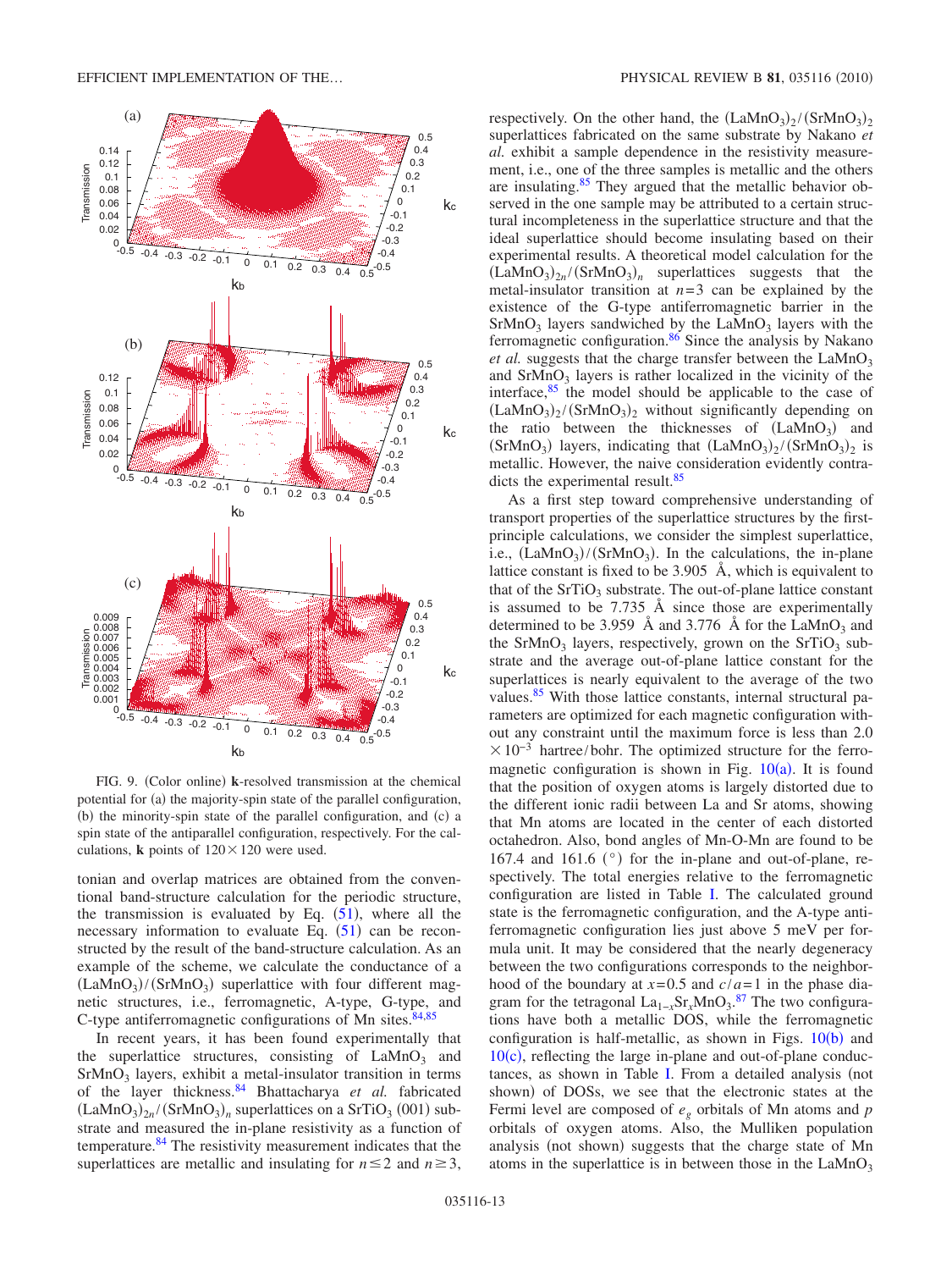FIG. 9. (Color online) **k**-resolved transmission at the chemical potential for (a) the majority-spin state of the parallel configuration, (b) the minority-spin state of the parallel configuration, and (c) a spin state of the antiparallel configuration, respectively. For the calculations, **k** points of $120\times120$ were used.

tonian and overlap matrices are obtained from the conventional band-structure calculation for the periodic structure, the transmission is evaluated by Eq. (51), where all the necessary information to evaluate Eq. (51) can be reconstructed by the result of the band-structure calculation. As an example of the scheme, we calculate the conductance of a $(\mathrm{LaMnO_3})/(\mathrm{SrMnO_3})$ superlattice with four different magnetic structures, i.e., ferromagnetic, A-type, G-type, and C-type antiferromagnetic configurations of Mn sites.[84,85]

In recent years, it has been found experimentally that the superlattice structures, consisting of $\mathrm{LaMnO_3}$ and $\mathrm{SrMnO_3}$ layers, exhibit a metal-insulator transition in terms of the layer thickness.[84] Bhattacharya *et al.* fabricated $(\mathrm{LaMnO_3})_{2n}/(\mathrm{SrMnO_3})_n$ superlattices on a $\mathrm{SrTiO_3}$ (001) substrate and measured the in-plane resistivity as a function of temperature.[84] The resistivity measurement indicates that the superlattices are metallic and insulating for $n\leq 2$ and $n\geq 3$, respectively. On the other hand, the $(\mathrm{LaMnO_3})_2/(\mathrm{SrMnO_3})_2$ superlattices fabricated on the same substrate by Nakano *et al.* exhibit a sample dependence in the resistivity measurement, i.e., one of the three samples is metallic and the others are insulating.[85] They argued that the metallic behavior observed in the one sample may be attributed to a certain structural incompleteness in the superlattice structure and that the ideal superlattice should become insulating based on their experimental results. A theoretical model calculation for the $(\mathrm{LaMnO_3})_{2n}/(\mathrm{SrMnO_3})_n$ superlattices suggests that the metal-insulator transition at $n=3$ can be explained by the existence of the G-type antiferromagnetic barrier in the $\mathrm{SrMnO_3}$ layers sandwiched by the $\mathrm{LaMnO_3}$ layers with the ferromagnetic configuration.[86] Since the analysis by Nakano *et al.* suggests that the charge transfer between the $\mathrm{LaMnO_3}$ and $\mathrm{SrMnO_3}$ layers is rather localized in the vicinity of the interface,[85] the model should be applicable to the case of $(\mathrm{LaMnO_3})_2/(\mathrm{SrMnO_3})_2$ without significantly depending on the ratio between the thicknesses of $(\mathrm{LaMnO_3})$ and $(\mathrm{SrMnO_3})$ layers, indicating that $(\mathrm{LaMnO_3})_2/(\mathrm{SrMnO_3})_2$ is metallic. However, the naive consideration evidently contradicts the experimental result.[85]

As a first step toward comprehensive understanding of transport properties of the superlattice structures by the first-principle calculations, we consider the simplest superlattice, i.e., $(\mathrm{LaMnO_3})/(\mathrm{SrMnO_3})$. In the calculations, the in-plane lattice constant is fixed to be 3.905 Å, which is equivalent to that of the $\mathrm{SrTiO_3}$ substrate. The out-of-plane lattice constant is assumed to be 7.735 Å since those are experimentally determined to be 3.959 Å and 3.776 Å for the $\mathrm{LaMnO_3}$ and the $\mathrm{SrMnO_3}$ layers, respectively, grown on the $\mathrm{SrTiO_3}$ substrate and the average out-of-plane lattice constant for the superlattices is nearly equivalent to the average of the two values.[85] With those lattice constants, internal structural parameters are optimized for each magnetic configuration without any constraint until the maximum force is less than $2.0\times10^{-3}$ hartree/bohr. The optimized structure for the ferromagnetic configuration is shown in Fig. 10(a). It is found that the position of oxygen atoms is largely distorted due to the different ionic radii between La and Sr atoms, showing that Mn atoms are located in the center of each distorted octahedron. Also, bond angles of Mn-O-Mn are found to be 167.4 and 161.6 (°) for the in-plane and out-of-plane, respectively. The total energies relative to the ferromagnetic configuration are listed in Table I. The calculated ground state is the ferromagnetic configuration, and the A-type antiferromagnetic configuration lies just above 5 meV per formula unit. It may be considered that the nearly degeneracy between the two configurations corresponds to the neighborhood of the boundary at $x=0.5$ and $c/a=1$ in the phase diagram for the tetragonal $\mathrm{La_{1-x}Sr_xMnO_3}$.[87] The two configurations have both a metallic DOS, while the ferromagnetic configuration is half-metallic, as shown in Figs. 10(b) and 10(c), reflecting the large in-plane and out-of-plane conductances, as shown in Table I. From a detailed analysis (not shown) of DOSs, we see that the electronic states at the Fermi level are composed of $e_g$ orbitals of Mn atoms and $p$ orbitals of oxygen atoms. Also, the Mulliken population analysis (not shown) suggests that the charge state of Mn atoms in the superlattice is in between those in the $\mathrm{LaMnO_3}$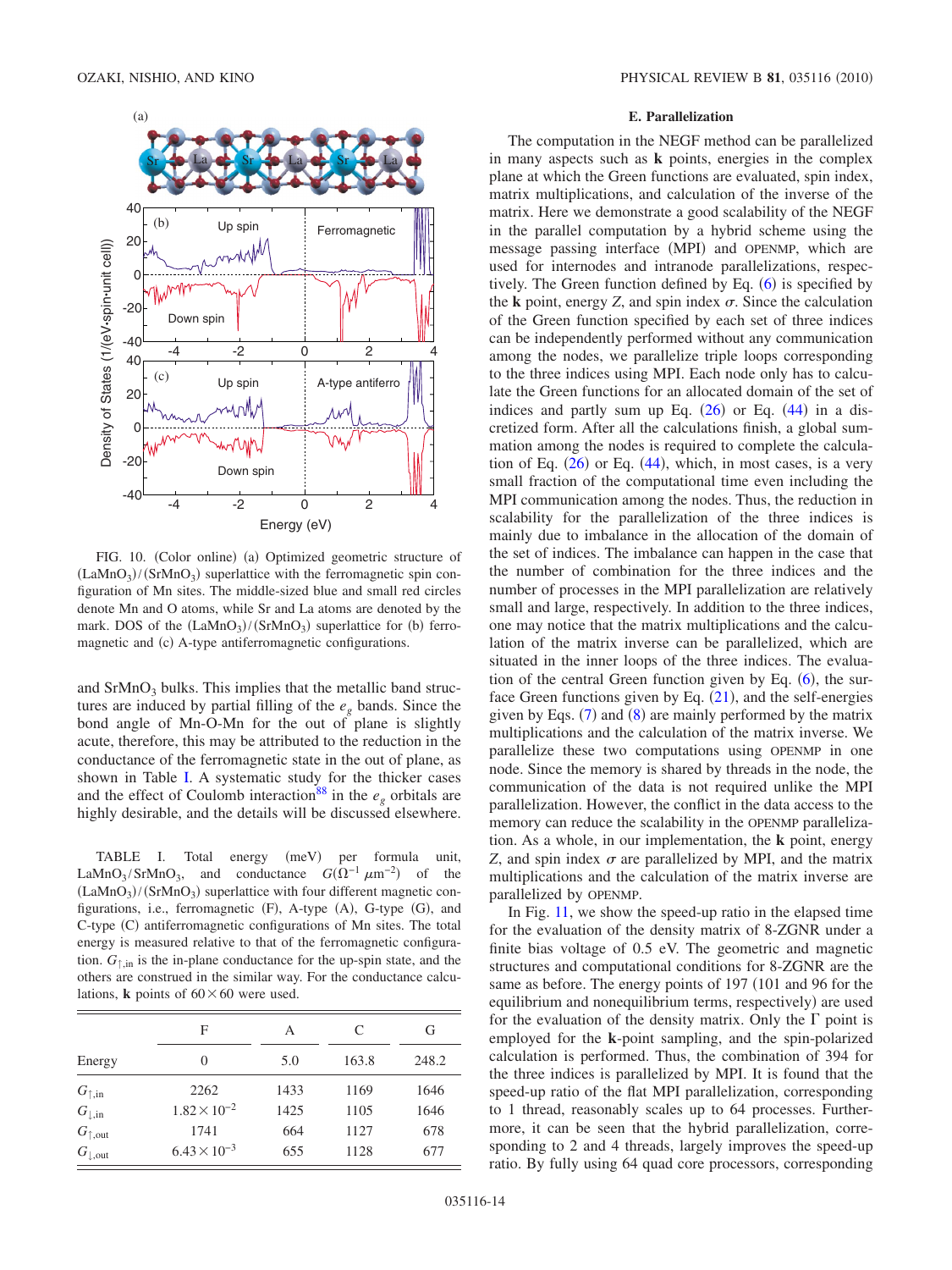FIG. 10. (Color online) (a) Optimized geometric structure of $(LaMnO_3)/(SrMnO_3)$ superlattice with the ferromagnetic spin configuration of Mn sites. The middle-sized blue and small red circles denote Mn and O atoms, while Sr and La atoms are denoted by the mark. DOS of the $(LaMnO_3)/(SrMnO_3)$ superlattice for (b) ferromagnetic and (c) A-type antiferromagnetic configurations.

and $SrMnO_3$ bulks. This implies that the metallic band structures are induced by partial filling of the $e_g$ bands. Since the bond angle of Mn-O-Mn for the out of plane is slightly acute, therefore, this may be attributed to the reduction in the conductance of the ferromagnetic state in the out of plane, as shown in Table I. A systematic study for the thicker cases and the effect of Coulomb interaction[88] in the $e_g$ orbitals are highly desirable, and the details will be discussed elsewhere.

TABLE I. Total energy (meV) per formula unit, $LaMnO_3/SrMnO_3$, and conductance $G(\Omega^{-1}\ \mu m^{-2})$ of the $(LaMnO_3)/(SrMnO_3)$ superlattice with four different magnetic configurations, i.e., ferromagnetic (F), A-type (A), G-type (G), and C-type (C) antiferromagnetic configurations of Mn sites. The total energy is measured relative to that of the ferromagnetic configuration. $G_{\uparrow,\mathrm{in}}$ is the in-plane conductance for the up-spin state, and the others are construed in the similar way. For the conductance calculations, **k** points of 60×60 were used.

| | F | A | C | G |
|---|---|---|---|---|
| Energy | 0 | 5.0 | 163.8 | 248.2 |
| $G_{\uparrow,\mathrm{in}}$ | 2262 | 1433 | 1169 | 1646 |
| $G_{\downarrow,\mathrm{in}}$ | $1.82\times 10^{-2}$ | 1425 | 1105 | 1646 |
| $G_{\uparrow,\mathrm{out}}$ | 1741 | 664 | 1127 | 678 |
| $G_{\downarrow,\mathrm{out}}$ | $6.43\times 10^{-3}$ | 655 | 1128 | 677 |

### E. Parallelization

The computation in the NEGF method can be parallelized in many aspects such as **k** points, energies in the complex plane at which the Green functions are evaluated, spin index, matrix multiplications, and calculation of the inverse of the matrix. Here we demonstrate a good scalability of the NEGF in the parallel computation by a hybrid scheme using the message passing interface (MPI) and OPENMP, which are used for internodes and intranode parallelizations, respectively. The Green function defined by Eq. (6) is specified by the **k** point, energy $Z$, and spin index $\sigma$. Since the calculation of the Green function specified by each set of three indices can be independently performed without any communication among the nodes, we parallelize triple loops corresponding to the three indices using MPI. Each node only has to calculate the Green functions for an allocated domain of the set of indices and partly sum up Eq. (26) or Eq. (44) in a discretized form. After all the calculations finish, a global summation among the nodes is required to complete the calculation of Eq. (26) or Eq. (44), which, in most cases, is a very small fraction of the computational time even including the MPI communication among the nodes. Thus, the reduction in scalability for the parallelization of the three indices is mainly due to imbalance in the allocation of the domain of the set of indices. The imbalance can happen in the case that the number of combination for the three indices and the number of processes in the MPI parallelization are relatively small and large, respectively. In addition to the three indices, one may notice that the matrix multiplications and the calculation of the matrix inverse can be parallelized, which are situated in the inner loops of the three indices. The evaluation of the central Green function given by Eq. (6), the surface Green functions given by Eq. (21), and the self-energies given by Eqs. (7) and (8) are mainly performed by the matrix multiplications and the calculation of the matrix inverse. We parallelize these two computations using OPENMP in one node. Since the memory is shared by threads in the node, the communication of the data is not required unlike the MPI parallelization. However, the conflict in the data access to the memory can reduce the scalability in the OPENMP parallelization. As a whole, in our implementation, the **k** point, energy $Z$, and spin index $\sigma$ are parallelized by MPI, and the matrix multiplications and the calculation of the matrix inverse are parallelized by OPENMP.

In Fig. 11, we show the speed-up ratio in the elapsed time for the evaluation of the density matrix of 8-ZGNR under a finite bias voltage of 0.5 eV. The geometric and magnetic structures and computational conditions for 8-ZGNR are the same as before. The energy points of 197 (101 and 96 for the equilibrium and nonequilibrium terms, respectively) are used for the evaluation of the density matrix. Only the Γ point is employed for the **k**-point sampling, and the spin-polarized calculation is performed. Thus, the combination of 394 for the three indices is parallelized by MPI. It is found that the speed-up ratio of the flat MPI parallelization, corresponding to 1 thread, reasonably scales up to 64 processes. Furthermore, it can be seen that the hybrid parallelization, corresponding to 2 and 4 threads, largely improves the speed-up ratio. By fully using 64 quad core processors, corresponding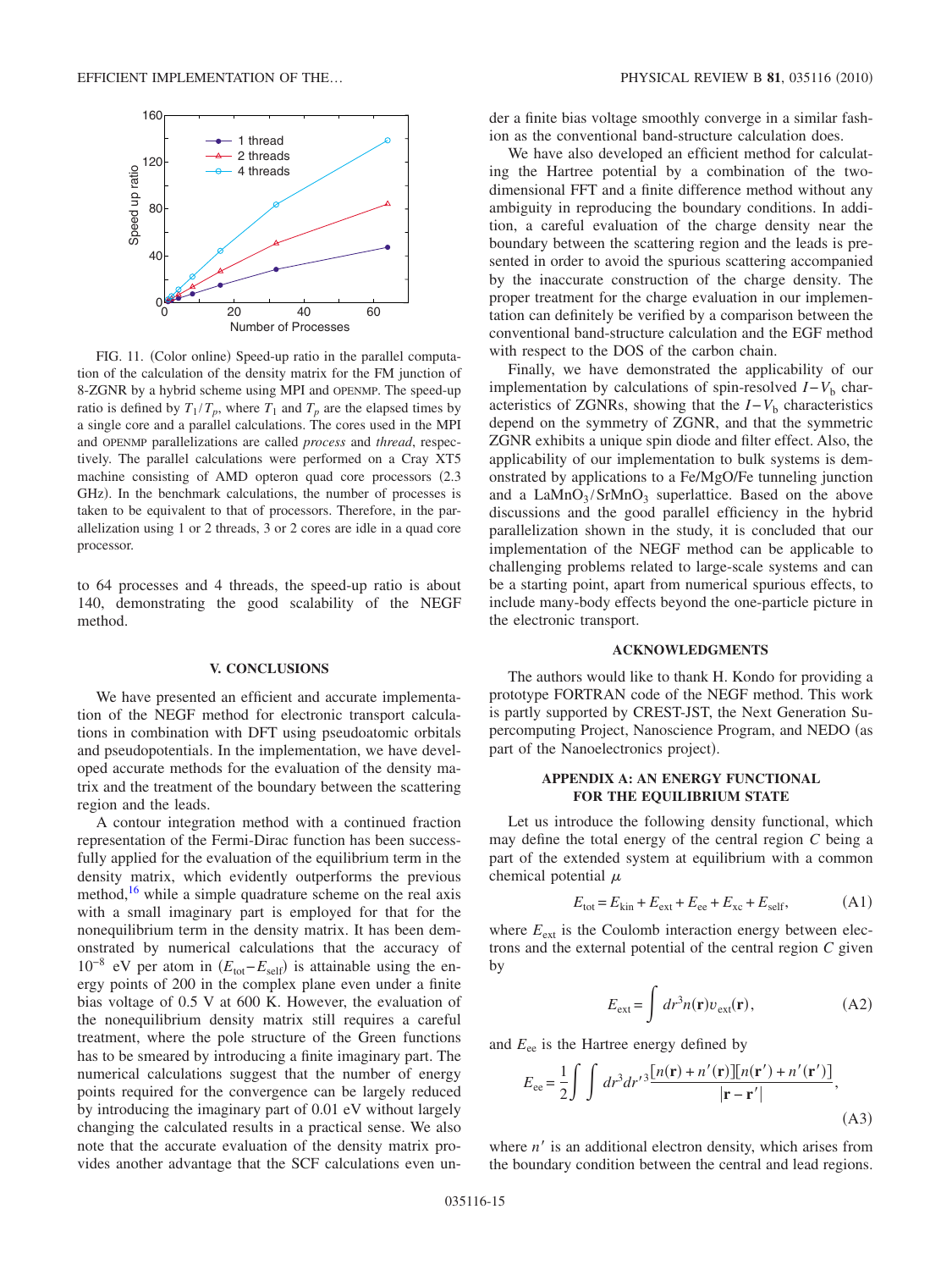FIG. 11. (Color online) Speed-up ratio in the parallel computation of the calculation of the density matrix for the FM junction of 8-ZGNR by a hybrid scheme using MPI and OPENMP. The speed-up ratio is defined by $T_1/T_p$, where $T_1$ and $T_p$ are the elapsed times by a single core and a parallel calculations. The cores used in the MPI and OPENMP parallelizations are called *process* and *thread*, respectively. The parallel calculations were performed on a Cray XT5 machine consisting of AMD opteron quad core processors (2.3 GHz). In the benchmark calculations, the number of processes is taken to be equivalent to that of processors. Therefore, in the parallelization using 1 or 2 threads, 3 or 2 cores are idle in a quad core processor.

to 64 processes and 4 threads, the speed-up ratio is about 140, demonstrating the good scalability of the NEGF method.

## V. CONCLUSIONS

We have presented an efficient and accurate implementation of the NEGF method for electronic transport calculations in combination with DFT using pseudoatomic orbitals and pseudopotentials. In the implementation, we have developed accurate methods for the evaluation of the density matrix and the treatment of the boundary between the scattering region and the leads.

A contour integration method with a continued fraction representation of the Fermi-Dirac function has been successfully applied for the evaluation of the equilibrium term in the density matrix, which evidently outperforms the previous method,[16] while a simple quadrature scheme on the real axis with a small imaginary part is employed for that for the nonequilibrium term in the density matrix. It has been demonstrated by numerical calculations that the accuracy of $10^{-8}$ eV per atom in $(E_{\rm tot}-E_{\rm self})$ is attainable using the energy points of 200 in the complex plane even under a finite bias voltage of 0.5 V at 600 K. However, the evaluation of the nonequilibrium density matrix still requires a careful treatment, where the pole structure of the Green functions has to be smeared by introducing a finite imaginary part. The numerical calculations suggest that the number of energy points required for the convergence can be largely reduced by introducing the imaginary part of 0.01 eV without largely changing the calculated results in a practical sense. We also note that the accurate evaluation of the density matrix provides another advantage that the SCF calculations even under a finite bias voltage smoothly converge in a similar fashion as the conventional band-structure calculation does.

We have also developed an efficient method for calculating the Hartree potential by a combination of the two-dimensional FFT and a finite difference method without any ambiguity in reproducing the boundary conditions. In addition, a careful evaluation of the charge density near the boundary between the scattering region and the leads is presented in order to avoid the spurious scattering accompanied by the inaccurate construction of the charge density. The proper treatment for the charge evaluation in our implementation can definitely be verified by a comparison between the conventional band-structure calculation and the EGF method with respect to the DOS of the carbon chain.

Finally, we have demonstrated the applicability of our implementation by calculations of spin-resolved $I-V_{\rm b}$ characteristics of ZGNRs, showing that the $I-V_{\rm b}$ characteristics depend on the symmetry of ZGNR, and that the symmetric ZGNR exhibits a unique spin diode and filter effect. Also, the applicability of our implementation to bulk systems is demonstrated by applications to a Fe/MgO/Fe tunneling junction and a $\rm LaMnO_3/SrMnO_3$ superlattice. Based on the above discussions and the good parallel efficiency in the hybrid parallelization shown in the study, it is concluded that our implementation of the NEGF method can be applicable to challenging problems related to large-scale systems and can be a starting point, apart from numerical spurious effects, to include many-body effects beyond the one-particle picture in the electronic transport.

## ACKNOWLEDGMENTS

The authors would like to thank H. Kondo for providing a prototype FORTRAN code of the NEGF method. This work is partly supported by CREST-JST, the Next Generation Supercomputing Project, Nanoscience Program, and NEDO (as part of the Nanoelectronics project).

## APPENDIX A: AN ENERGY FUNCTIONAL FOR THE EQUILIBRIUM STATE

Let us introduce the following density functional, which may define the total energy of the central region $C$ being a part of the extended system at equilibrium with a common chemical potential $\mu$

$$E_{\rm tot} = E_{\rm kin} + E_{\rm ext} + E_{\rm ee} + E_{\rm xc} + E_{\rm self}, \tag{A1}$$

where $E_{\rm ext}$ is the Coulomb interaction energy between electrons and the external potential of the central region $C$ given by

$$E_{\rm ext} = \int dr^3 n(\mathbf{r}) v_{\rm ext}(\mathbf{r}), \tag{A2}$$

and $E_{\rm ee}$ is the Hartree energy defined by

$$E_{\rm ee} = \frac{1}{2}\int\int dr^3 dr'^3 \frac{[n(\mathbf{r})+n'(\mathbf{r})][n(\mathbf{r}')+n'(\mathbf{r}')]}{|\mathbf{r}-\mathbf{r}'|}, \tag{A3}$$

where $n'$ is an additional electron density, which arises from the boundary condition between the central and lead regions.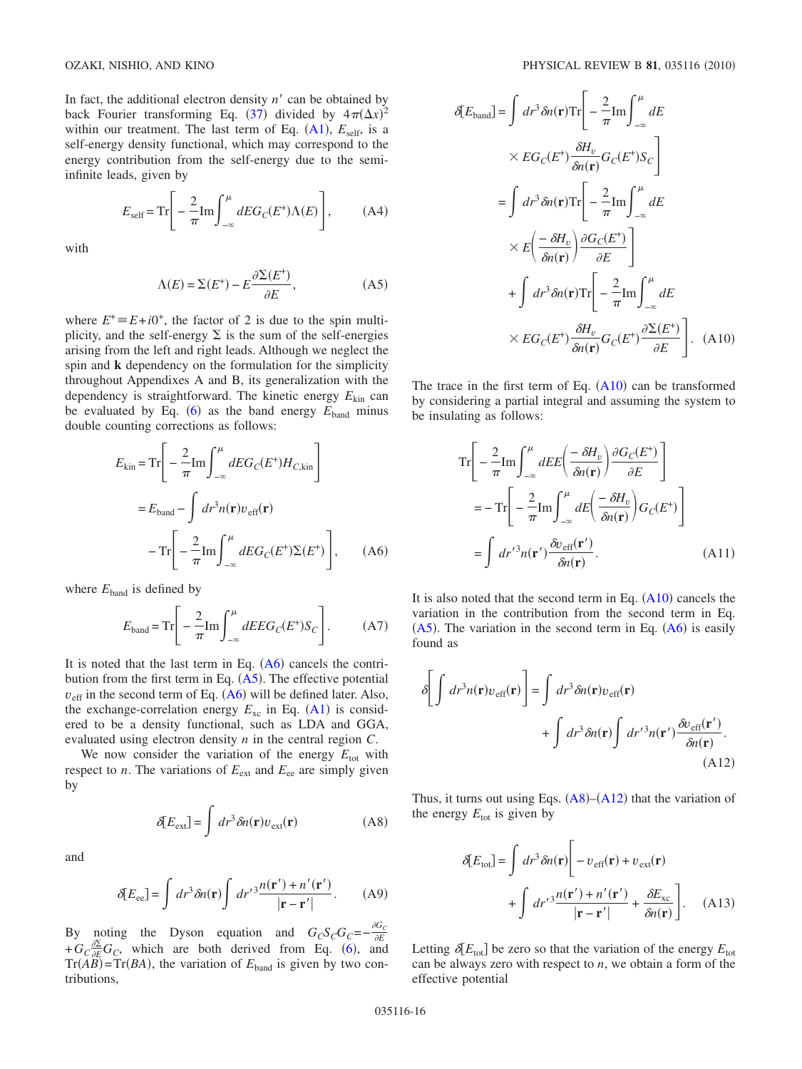In fact, the additional electron density $n'$ can be obtained by back Fourier transforming Eq. (37) divided by $4\pi(\Delta x)^2$ within our treatment. The last term of Eq. (A1), $E_{\rm self}$, is a self-energy density functional, which may correspond to the energy contribution from the self-energy due to the semi-infinite leads, given by

$$E_{\rm self} = {\rm Tr}\left[ -\frac{2}{\pi}{\rm Im}\int_{-\infty}^{\mu} dE G_C(E^+)\Lambda(E)\right], \tag{A4}$$

with

$$\Lambda(E) = \Sigma(E^+) - E\frac{\partial \Sigma(E^+)}{\partial E}, \tag{A5}$$

where $E^+ \equiv E + i0^+$, the factor of 2 is due to the spin multiplicity, and the self-energy $\Sigma$ is the sum of the self-energies arising from the left and right leads. Although we neglect the spin and $\mathbf{k}$ dependency on the formulation for the simplicity throughout Appendixes A and B, its generalization with the dependency is straightforward. The kinetic energy $E_{\rm kin}$ can be evaluated by Eq. (6) as the band energy $E_{\rm band}$ minus double counting corrections as follows:

$$\begin{aligned} E_{\rm kin} &= {\rm Tr}\left[ -\frac{2}{\pi}{\rm Im}\int_{-\infty}^{\mu} dE G_C(E^+) H_{C,{\rm kin}}\right] \\ &= E_{\rm band} - \int dr^3 n(\mathbf{r}) v_{\rm eff}(\mathbf{r}) \\ &\quad - {\rm Tr}\left[ -\frac{2}{\pi}{\rm Im}\int_{-\infty}^{\mu} dE G_C(E^+)\Sigma(E^+)\right], \end{aligned} \tag{A6}$$

where $E_{\rm band}$ is defined by

$$E_{\rm band} = {\rm Tr}\left[ -\frac{2}{\pi}{\rm Im}\int_{-\infty}^{\mu} dE E G_C(E^+) S_C\right]. \tag{A7}$$

It is noted that the last term in Eq. (A6) cancels the contribution from the first term in Eq. (A5). The effective potential $v_{\rm eff}$ in the second term of Eq. (A6) will be defined later. Also, the exchange-correlation energy $E_{\rm xc}$ in Eq. (A1) is considered to be a density functional, such as LDA and GGA, evaluated using electron density $n$ in the central region $C$.

We now consider the variation of the energy $E_{\rm tot}$ with respect to $n$. The variations of $E_{\rm ext}$ and $E_{\rm ee}$ are simply given by

$$\delta[E_{\rm ext}] = \int dr^3 \delta n(\mathbf{r}) v_{\rm ext}(\mathbf{r}) \tag{A8}$$

and

$$\delta[E_{\rm ee}] = \int dr^3 \delta n(\mathbf{r}) \int dr'^3 \frac{n(\mathbf{r}') + n'(\mathbf{r}')}{|\mathbf{r}-\mathbf{r}'|}. \tag{A9}$$

By noting the Dyson equation and $G_C S_C G_C = -\frac{\partial G_C}{\partial E} + G_C \frac{\partial \Sigma}{\partial E} G_C$, which are both derived from Eq. (6), and ${\rm Tr}(AB) = {\rm Tr}(BA)$, the variation of $E_{\rm band}$ is given by two contributions,

$$\begin{aligned} \delta[E_{\rm band}] &= \int dr^3 \delta n(\mathbf{r}) {\rm Tr}\Bigg[ -\frac{2}{\pi}{\rm Im}\int_{-\infty}^{\mu} dE \\ &\qquad \times E G_C(E^+) \frac{\delta H_v}{\delta n(\mathbf{r})} G_C(E^+) S_C \Bigg] \\ &= \int dr^3 \delta n(\mathbf{r}) {\rm Tr}\Bigg[ -\frac{2}{\pi}{\rm Im}\int_{-\infty}^{\mu} dE \\ &\qquad \times E \left( \frac{-\delta H_v}{\delta n(\mathbf{r})}\right) \frac{\partial G_C(E^+)}{\partial E} \Bigg] \\ &\quad + \int dr^3 \delta n(\mathbf{r}) {\rm Tr}\Bigg[ -\frac{2}{\pi}{\rm Im}\int_{-\infty}^{\mu} dE \\ &\qquad \times E G_C(E^+) \frac{\delta H_v}{\delta n(\mathbf{r})} G_C(E^+) \frac{\partial \Sigma(E^+)}{\partial E} \Bigg]. \end{aligned} \tag{A10}$$

The trace in the first term of Eq. (A10) can be transformed by considering a partial integral and assuming the system to be insulating as follows:

$$\begin{aligned} &{\rm Tr}\left[ -\frac{2}{\pi}{\rm Im}\int_{-\infty}^{\mu} dE E \left( \frac{-\delta H_v}{\delta n(\mathbf{r})}\right) \frac{\partial G_C(E^+)}{\partial E}\right] \\ &\quad = -{\rm Tr}\left[ -\frac{2}{\pi}{\rm Im}\int_{-\infty}^{\mu} dE \left( \frac{-\delta H_v}{\delta n(\mathbf{r})}\right) G_C(E^+)\right] \\ &\quad = \int dr'^3 n(\mathbf{r}') \frac{\delta v_{\rm eff}(\mathbf{r}')}{\delta n(\mathbf{r})}. \end{aligned} \tag{A11}$$

It is also noted that the second term in Eq. (A10) cancels the variation in the contribution from the second term in Eq. (A5). The variation in the second term in Eq. (A6) is easily found as

$$\begin{aligned} \delta\left[ \int dr^3 n(\mathbf{r}) v_{\rm eff}(\mathbf{r})\right] &= \int dr^3 \delta n(\mathbf{r}) v_{\rm eff}(\mathbf{r}) \\ &\quad + \int dr^3 \delta n(\mathbf{r}) \int dr'^3 n(\mathbf{r}') \frac{\delta v_{\rm eff}(\mathbf{r}')}{\delta n(\mathbf{r})}. \end{aligned} \tag{A12}$$

Thus, it turns out using Eqs. (A8)–(A12) that the variation of the energy $E_{\rm tot}$ is given by

$$\begin{aligned} \delta[E_{\rm tot}] = \int dr^3 \delta n(\mathbf{r}) \Bigg[ &-v_{\rm eff}(\mathbf{r}) + v_{\rm ext}(\mathbf{r}) \\ &+ \int dr'^3 \frac{n(\mathbf{r}') + n'(\mathbf{r}')}{|\mathbf{r}-\mathbf{r}'|} + \frac{\delta E_{\rm xc}}{\delta n(\mathbf{r})} \Bigg]. \end{aligned} \tag{A13}$$

Letting $\delta[E_{\rm tot}]$ be zero so that the variation of the energy $E_{\rm tot}$ can be always zero with respect to $n$, we obtain a form of the effective potential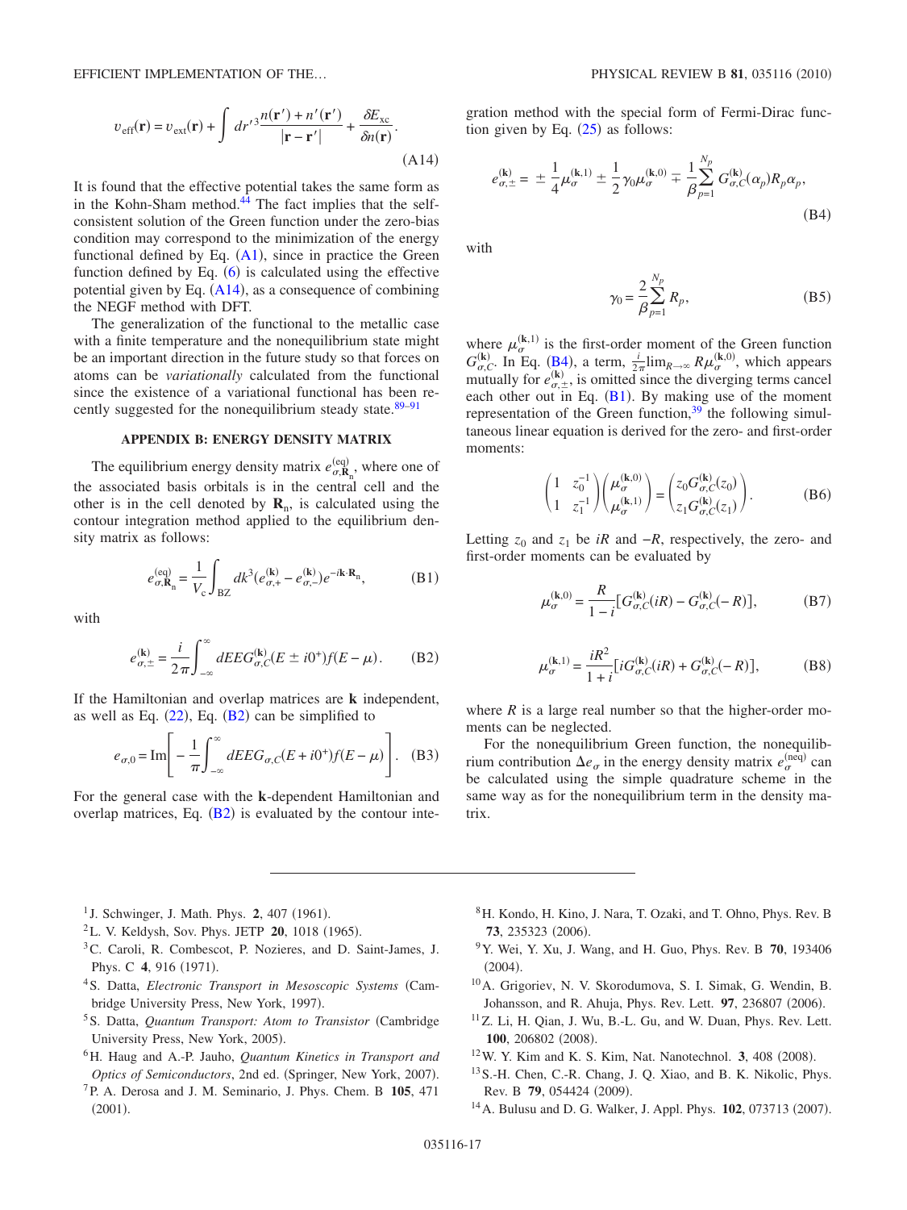$$
v_{\text{eff}}(\mathbf{r}) = v_{\text{ext}}(\mathbf{r}) + \int dr'^3 \frac{n(\mathbf{r}') + n'(\mathbf{r}')}{|\mathbf{r} - \mathbf{r}'|} + \frac{\delta E_{\text{xc}}}{\delta n(\mathbf{r})}. \tag{A14}
$$

It is found that the effective potential takes the same form as in the Kohn-Sham method.[44] The fact implies that the self-consistent solution of the Green function under the zero-bias condition may correspond to the minimization of the energy functional defined by Eq. (A1), since in practice the Green function defined by Eq. (6) is calculated using the effective potential given by Eq. (A14), as a consequence of combining the NEGF method with DFT.

The generalization of the functional to the metallic case with a finite temperature and the nonequilibrium state might be an important direction in the future study so that forces on atoms can be *variationally* calculated from the functional since the existence of a variational functional has been recently suggested for the nonequilibrium steady state.[89–91]

### APPENDIX B: ENERGY DENSITY MATRIX

The equilibrium energy density matrix $e^{(\text{eq})}_{\sigma,\mathbf{R}_\text{n}}$, where one of the associated basis orbitals is in the central cell and the other is in the cell denoted by $\mathbf{R}_\text{n}$, is calculated using the contour integration method applied to the equilibrium density matrix as follows:

$$
e^{(\text{eq})}_{\sigma,\mathbf{R}_\text{n}} = \frac{1}{V_\text{c}} \int_{\text{BZ}} dk^3 (e^{(\mathbf{k})}_{\sigma,+} - e^{(\mathbf{k})}_{\sigma,-}) e^{-i\mathbf{k}\cdot\mathbf{R}_\text{n}}, \tag{B1}
$$

with

$$
e^{(\mathbf{k})}_{\sigma,\pm} = \frac{i}{2\pi} \int_{-\infty}^{\infty} dE E G^{(\mathbf{k})}_{\sigma,C}(E \pm i0^+) f(E - \mu). \tag{B2}
$$

If the Hamiltonian and overlap matrices are $\mathbf{k}$ independent, as well as Eq. (22), Eq. (B2) can be simplified to

$$
e_{\sigma,0} = \text{Im}\left[ -\frac{1}{\pi} \int_{-\infty}^{\infty} dE E G_{\sigma,C}(E + i0^+) f(E - \mu) \right]. \tag{B3}
$$

For the general case with the $\mathbf{k}$-dependent Hamiltonian and overlap matrices, Eq. (B2) is evaluated by the contour integration method with the special form of Fermi-Dirac function given by Eq. (25) as follows:

$$
e^{(\mathbf{k})}_{\sigma,\pm} = \pm \frac{1}{4} \mu^{(\mathbf{k},1)}_{\sigma} \pm \frac{1}{2} \gamma_0 \mu^{(\mathbf{k},0)}_{\sigma} \mp \frac{1}{\beta} \sum_{p=1}^{N_p} G^{(\mathbf{k})}_{\sigma,C}(\alpha_p) R_p \alpha_p, \tag{B4}
$$

with

$$
\gamma_0 = \frac{2}{\beta} \sum_{p=1}^{N_p} R_p, \tag{B5}
$$

where $\mu^{(\mathbf{k},1)}_{\sigma}$ is the first-order moment of the Green function $G^{(\mathbf{k})}_{\sigma,C}$. In Eq. (B4), a term, $\frac{i}{2\pi}\lim_{R\to\infty} R\mu^{(\mathbf{k},0)}_{\sigma}$, which appears mutually for $e^{(\mathbf{k})}_{\sigma,\pm}$, is omitted since the diverging terms cancel each other out in Eq. (B1). By making use of the moment representation of the Green function,[39] the following simultaneous linear equation is derived for the zero- and first-order moments:

$$
\begin{pmatrix} 1 & z_0^{-1} \\ 1 & z_1^{-1} \end{pmatrix} \begin{pmatrix} \mu^{(\mathbf{k},0)}_{\sigma} \\ \mu^{(\mathbf{k},1)}_{\sigma} \end{pmatrix} = \begin{pmatrix} z_0 G^{(\mathbf{k})}_{\sigma,C}(z_0) \\ z_1 G^{(\mathbf{k})}_{\sigma,C}(z_1) \end{pmatrix}. \tag{B6}
$$

Letting $z_0$ and $z_1$ be $iR$ and $-R$, respectively, the zero- and first-order moments can be evaluated by

$$
\mu^{(\mathbf{k},0)}_{\sigma} = \frac{R}{1-i}[G^{(\mathbf{k})}_{\sigma,C}(iR) - G^{(\mathbf{k})}_{\sigma,C}(-R)], \tag{B7}
$$

$$
\mu^{(\mathbf{k},1)}_{\sigma} = \frac{iR^2}{1+i}[iG^{(\mathbf{k})}_{\sigma,C}(iR) + G^{(\mathbf{k})}_{\sigma,C}(-R)], \tag{B8}
$$

where $R$ is a large real number so that the higher-order moments can be neglected.

For the nonequilibrium Green function, the nonequilibrium contribution $\Delta e_\sigma$ in the energy density matrix $e^{(\text{neq})}_{\sigma}$ can be calculated using the simple quadrature scheme in the same way as for the nonequilibrium term in the density matrix.

---

[1] J. Schwinger, J. Math. Phys. **2**, 407 (1961).

[2] L. V. Keldysh, Sov. Phys. JETP **20**, 1018 (1965).

[3] C. Caroli, R. Combescot, P. Nozieres, and D. Saint-James, J. Phys. C **4**, 916 (1971).

[4] S. Datta, *Electronic Transport in Mesoscopic Systems* (Cambridge University Press, New York, 1997).

[5] S. Datta, *Quantum Transport: Atom to Transistor* (Cambridge University Press, New York, 2005).

[6] H. Haug and A.-P. Jauho, *Quantum Kinetics in Transport and Optics of Semiconductors*, 2nd ed. (Springer, New York, 2007).

[7] P. A. Derosa and J. M. Seminario, J. Phys. Chem. B **105**, 471 (2001).

[8] H. Kondo, H. Kino, J. Nara, T. Ozaki, and T. Ohno, Phys. Rev. B **73**, 235323 (2006).

[9] Y. Wei, Y. Xu, J. Wang, and H. Guo, Phys. Rev. B **70**, 193406 (2004).

[10] A. Grigoriev, N. V. Skorodumova, S. I. Simak, G. Wendin, B. Johansson, and R. Ahuja, Phys. Rev. Lett. **97**, 236807 (2006).

[11] Z. Li, H. Qian, J. Wu, B.-L. Gu, and W. Duan, Phys. Rev. Lett. **100**, 206802 (2008).

[12] W. Y. Kim and K. S. Kim, Nat. Nanotechnol. **3**, 408 (2008).

[13] S.-H. Chen, C.-R. Chang, J. Q. Xiao, and B. K. Nikolic, Phys. Rev. B **79**, 054424 (2009).

[14] A. Bulusu and D. G. Walker, J. Appl. Phys. **102**, 073713 (2007).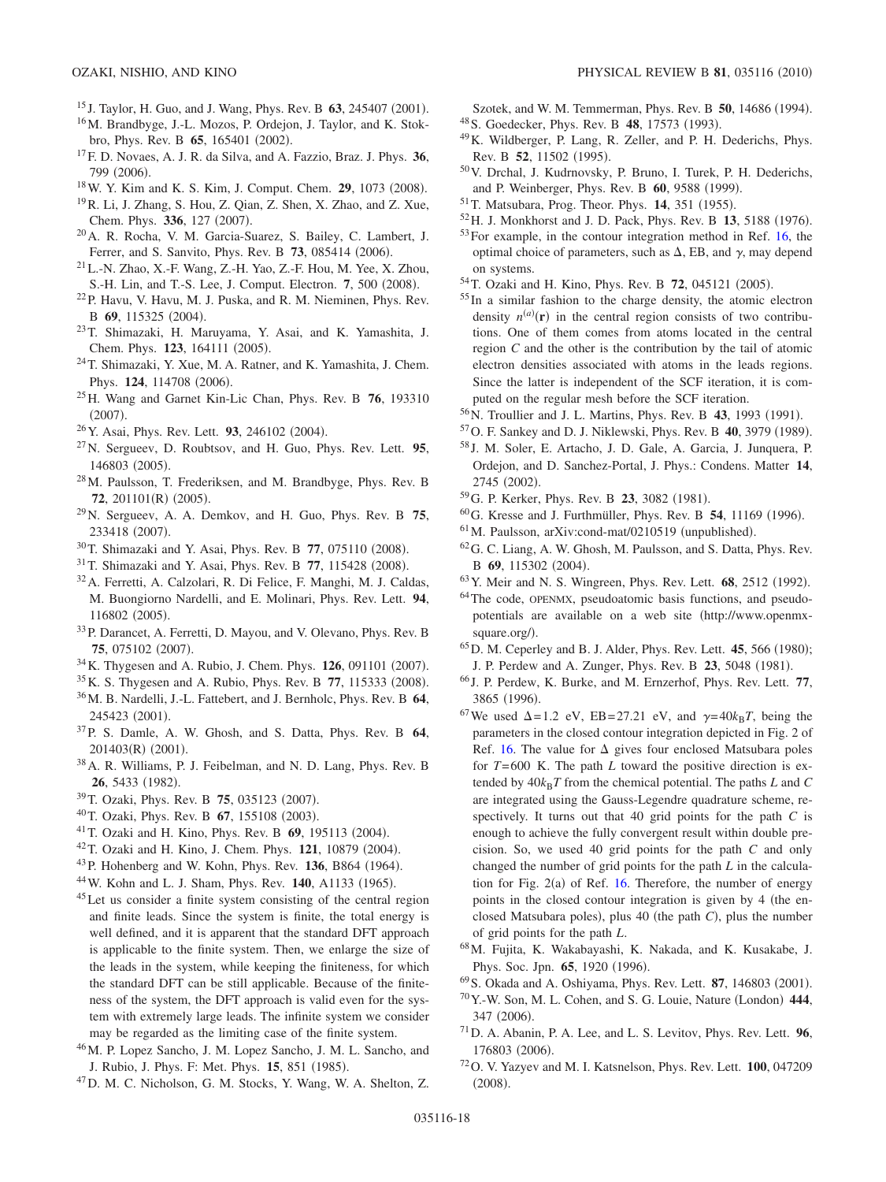[15] J. Taylor, H. Guo, and J. Wang, Phys. Rev. B **63**, 245407 (2001).

[16] M. Brandbyge, J.-L. Mozos, P. Ordejon, J. Taylor, and K. Stokbro, Phys. Rev. B **65**, 165401 (2002).

[17] F. D. Novaes, A. J. R. da Silva, and A. Fazzio, Braz. J. Phys. **36**, 799 (2006).

[18] W. Y. Kim and K. S. Kim, J. Comput. Chem. **29**, 1073 (2008).

[19] R. Li, J. Zhang, S. Hou, Z. Qian, Z. Shen, X. Zhao, and Z. Xue, Chem. Phys. **336**, 127 (2007).

[20] A. R. Rocha, V. M. Garcia-Suarez, S. Bailey, C. Lambert, J. Ferrer, and S. Sanvito, Phys. Rev. B **73**, 085414 (2006).

[21] L.-N. Zhao, X.-F. Wang, Z.-H. Yao, Z.-F. Hou, M. Yee, X. Zhou, S.-H. Lin, and T.-S. Lee, J. Comput. Electron. **7**, 500 (2008).

[22] P. Havu, V. Havu, M. J. Puska, and R. M. Nieminen, Phys. Rev. B **69**, 115325 (2004).

[23] T. Shimazaki, H. Maruyama, Y. Asai, and K. Yamashita, J. Chem. Phys. **123**, 164111 (2005).

[24] T. Shimazaki, Y. Xue, M. A. Ratner, and K. Yamashita, J. Chem. Phys. **124**, 114708 (2006).

[25] H. Wang and Garnet Kin-Lic Chan, Phys. Rev. B **76**, 193310 (2007).

[26] Y. Asai, Phys. Rev. Lett. **93**, 246102 (2004).

[27] N. Sergueev, D. Roubtsov, and H. Guo, Phys. Rev. Lett. **95**, 146803 (2005).

[28] M. Paulsson, T. Frederiksen, and M. Brandbyge, Phys. Rev. B **72**, 201101(R) (2005).

[29] N. Sergueev, A. A. Demkov, and H. Guo, Phys. Rev. B **75**, 233418 (2007).

[30] T. Shimazaki and Y. Asai, Phys. Rev. B **77**, 075110 (2008).

[31] T. Shimazaki and Y. Asai, Phys. Rev. B **77**, 115428 (2008).

[32] A. Ferretti, A. Calzolari, R. Di Felice, F. Manghi, M. J. Caldas, M. Buongiorno Nardelli, and E. Molinari, Phys. Rev. Lett. **94**, 116802 (2005).

[33] P. Darancet, A. Ferretti, D. Mayou, and V. Olevano, Phys. Rev. B **75**, 075102 (2007).

[34] K. Thygesen and A. Rubio, J. Chem. Phys. **126**, 091101 (2007).

[35] K. S. Thygesen and A. Rubio, Phys. Rev. B **77**, 115333 (2008).

[36] M. B. Nardelli, J.-L. Fattebert, and J. Bernholc, Phys. Rev. B **64**, 245423 (2001).

[37] P. S. Damle, A. W. Ghosh, and S. Datta, Phys. Rev. B **64**, 201403(R) (2001).

[38] A. R. Williams, P. J. Feibelman, and N. D. Lang, Phys. Rev. B **26**, 5433 (1982).

[39] T. Ozaki, Phys. Rev. B **75**, 035123 (2007).

[40] T. Ozaki, Phys. Rev. B **67**, 155108 (2003).

[41] T. Ozaki and H. Kino, Phys. Rev. B **69**, 195113 (2004).

[42] T. Ozaki and H. Kino, J. Chem. Phys. **121**, 10879 (2004).

[43] P. Hohenberg and W. Kohn, Phys. Rev. **136**, B864 (1964).

[44] W. Kohn and L. J. Sham, Phys. Rev. **140**, A1133 (1965).

[45] Let us consider a finite system consisting of the central region and finite leads. Since the system is finite, the total energy is well defined, and it is apparent that the standard DFT approach is applicable to the finite system. Then, we enlarge the size of the leads in the system, while keeping the finiteness, for which the standard DFT can be still applicable. Because of the finiteness of the system, the DFT approach is valid even for the system with extremely large leads. The infinite system we consider may be regarded as the limiting case of the finite system.

[46] M. P. Lopez Sancho, J. M. Lopez Sancho, J. M. L. Sancho, and J. Rubio, J. Phys. F: Met. Phys. **15**, 851 (1985).

[47] D. M. C. Nicholson, G. M. Stocks, Y. Wang, W. A. Shelton, Z. Szotek, and W. M. Temmerman, Phys. Rev. B **50**, 14686 (1994).

[48] S. Goedecker, Phys. Rev. B **48**, 17573 (1993).

[49] K. Wildberger, P. Lang, R. Zeller, and P. H. Dederichs, Phys. Rev. B **52**, 11502 (1995).

[50] V. Drchal, J. Kudrnovsky, P. Bruno, I. Turek, P. H. Dederichs, and P. Weinberger, Phys. Rev. B **60**, 9588 (1999).

[51] T. Matsubara, Prog. Theor. Phys. **14**, 351 (1955).

[52] H. J. Monkhorst and J. D. Pack, Phys. Rev. B **13**, 5188 (1976).

[53] For example, in the contour integration method in Ref. 16, the optimal choice of parameters, such as $\Delta$, EB, and $\gamma$, may depend on systems.

[54] T. Ozaki and H. Kino, Phys. Rev. B **72**, 045121 (2005).

[55] In a similar fashion to the charge density, the atomic electron density $n^{(a)}(\mathbf{r})$ in the central region consists of two contributions. One of them comes from atoms located in the central region $C$ and the other is the contribution by the tail of atomic electron densities associated with atoms in the leads regions. Since the latter is independent of the SCF iteration, it is computed on the regular mesh before the SCF iteration.

[56] N. Troullier and J. L. Martins, Phys. Rev. B **43**, 1993 (1991).

[57] O. F. Sankey and D. J. Niklewski, Phys. Rev. B **40**, 3979 (1989).

[58] J. M. Soler, E. Artacho, J. D. Gale, A. Garcia, J. Junquera, P. Ordejon, and D. Sanchez-Portal, J. Phys.: Condens. Matter **14**, 2745 (2002).

[59] G. P. Kerker, Phys. Rev. B **23**, 3082 (1981).

[60] G. Kresse and J. Furthmüller, Phys. Rev. B **54**, 11169 (1996).

[61] M. Paulsson, arXiv:cond-mat/0210519 (unpublished).

[62] G. C. Liang, A. W. Ghosh, M. Paulsson, and S. Datta, Phys. Rev. B **69**, 115302 (2004).

[63] Y. Meir and N. S. Wingreen, Phys. Rev. Lett. **68**, 2512 (1992).

[64] The code, OPENMX, pseudoatomic basis functions, and pseudopotentials are available on a web site (http://www.openmx-square.org/).

[65] D. M. Ceperley and B. J. Alder, Phys. Rev. Lett. **45**, 566 (1980); J. P. Perdew and A. Zunger, Phys. Rev. B **23**, 5048 (1981).

[66] J. P. Perdew, K. Burke, and M. Ernzerhof, Phys. Rev. Lett. **77**, 3865 (1996).

[67] We used $\Delta=1.2$ eV, EB=27.21 eV, and $\gamma=40k_BT$, being the parameters in the closed contour integration depicted in Fig. 2 of Ref. 16. The value for $\Delta$ gives four enclosed Matsubara poles for $T=600$ K. The path $L$ toward the positive direction is extended by $40k_BT$ from the chemical potential. The paths $L$ and $C$ are integrated using the Gauss-Legendre quadrature scheme, respectively. It turns out that 40 grid points for the path $C$ is enough to achieve the fully convergent result within double precision. So, we used 40 grid points for the path $C$ and only changed the number of grid points for the path $L$ in the calculation for Fig. 2(a) of Ref. 16. Therefore, the number of energy points in the closed contour integration is given by 4 (the enclosed Matsubara poles), plus 40 (the path $C$), plus the number of grid points for the path $L$.

[68] M. Fujita, K. Wakabayashi, K. Nakada, and K. Kusakabe, J. Phys. Soc. Jpn. **65**, 1920 (1996).

[69] S. Okada and A. Oshiyama, Phys. Rev. Lett. **87**, 146803 (2001).

[70] Y.-W. Son, M. L. Cohen, and S. G. Louie, Nature (London) **444**, 347 (2006).

[71] D. A. Abanin, P. A. Lee, and L. S. Levitov, Phys. Rev. Lett. **96**, 176803 (2006).

[72] O. V. Yazyev and M. I. Katsnelson, Phys. Rev. Lett. **100**, 047209 (2008).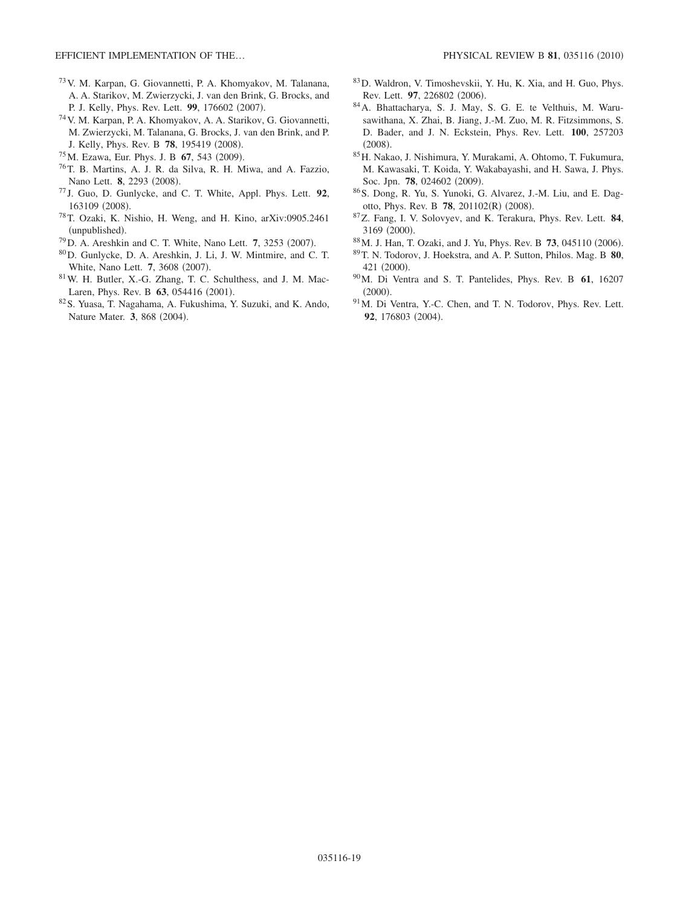[73] V. M. Karpan, G. Giovannetti, P. A. Khomyakov, M. Talanana, A. A. Starikov, M. Zwierzycki, J. van den Brink, G. Brocks, and P. J. Kelly, Phys. Rev. Lett. **99**, 176602 (2007).

[74] V. M. Karpan, P. A. Khomyakov, A. A. Starikov, G. Giovannetti, M. Zwierzycki, M. Talanana, G. Brocks, J. van den Brink, and P. J. Kelly, Phys. Rev. B **78**, 195419 (2008).

[75] M. Ezawa, Eur. Phys. J. B **67**, 543 (2009).

[76] T. B. Martins, A. J. R. da Silva, R. H. Miwa, and A. Fazzio, Nano Lett. **8**, 2293 (2008).

[77] J. Guo, D. Gunlycke, and C. T. White, Appl. Phys. Lett. **92**, 163109 (2008).

[78] T. Ozaki, K. Nishio, H. Weng, and H. Kino, arXiv:0905.2461 (unpublished).

[79] D. A. Areshkin and C. T. White, Nano Lett. **7**, 3253 (2007).

[80] D. Gunlycke, D. A. Areshkin, J. Li, J. W. Mintmire, and C. T. White, Nano Lett. **7**, 3608 (2007).

[81] W. H. Butler, X.-G. Zhang, T. C. Schulthess, and J. M. MacLaren, Phys. Rev. B **63**, 054416 (2001).

[82] S. Yuasa, T. Nagahama, A. Fukushima, Y. Suzuki, and K. Ando, Nature Mater. **3**, 868 (2004).

[83] D. Waldron, V. Timoshevskii, Y. Hu, K. Xia, and H. Guo, Phys. Rev. Lett. **97**, 226802 (2006).

[84] A. Bhattacharya, S. J. May, S. G. E. te Velthuis, M. Warusawithana, X. Zhai, B. Jiang, J.-M. Zuo, M. R. Fitzsimmons, S. D. Bader, and J. N. Eckstein, Phys. Rev. Lett. **100**, 257203 (2008).

[85] H. Nakao, J. Nishimura, Y. Murakami, A. Ohtomo, T. Fukumura, M. Kawasaki, T. Koida, Y. Wakabayashi, and H. Sawa, J. Phys. Soc. Jpn. **78**, 024602 (2009).

[86] S. Dong, R. Yu, S. Yunoki, G. Alvarez, J.-M. Liu, and E. Dagotto, Phys. Rev. B **78**, 201102(R) (2008).

[87] Z. Fang, I. V. Solovyev, and K. Terakura, Phys. Rev. Lett. **84**, 3169 (2000).

[88] M. J. Han, T. Ozaki, and J. Yu, Phys. Rev. B **73**, 045110 (2006).

[89] T. N. Todorov, J. Hoekstra, and A. P. Sutton, Philos. Mag. B **80**, 421 (2000).

[90] M. Di Ventra and S. T. Pantelides, Phys. Rev. B **61**, 16207 (2000).

[91] M. Di Ventra, Y.-C. Chen, and T. N. Todorov, Phys. Rev. Lett. **92**, 176803 (2004).